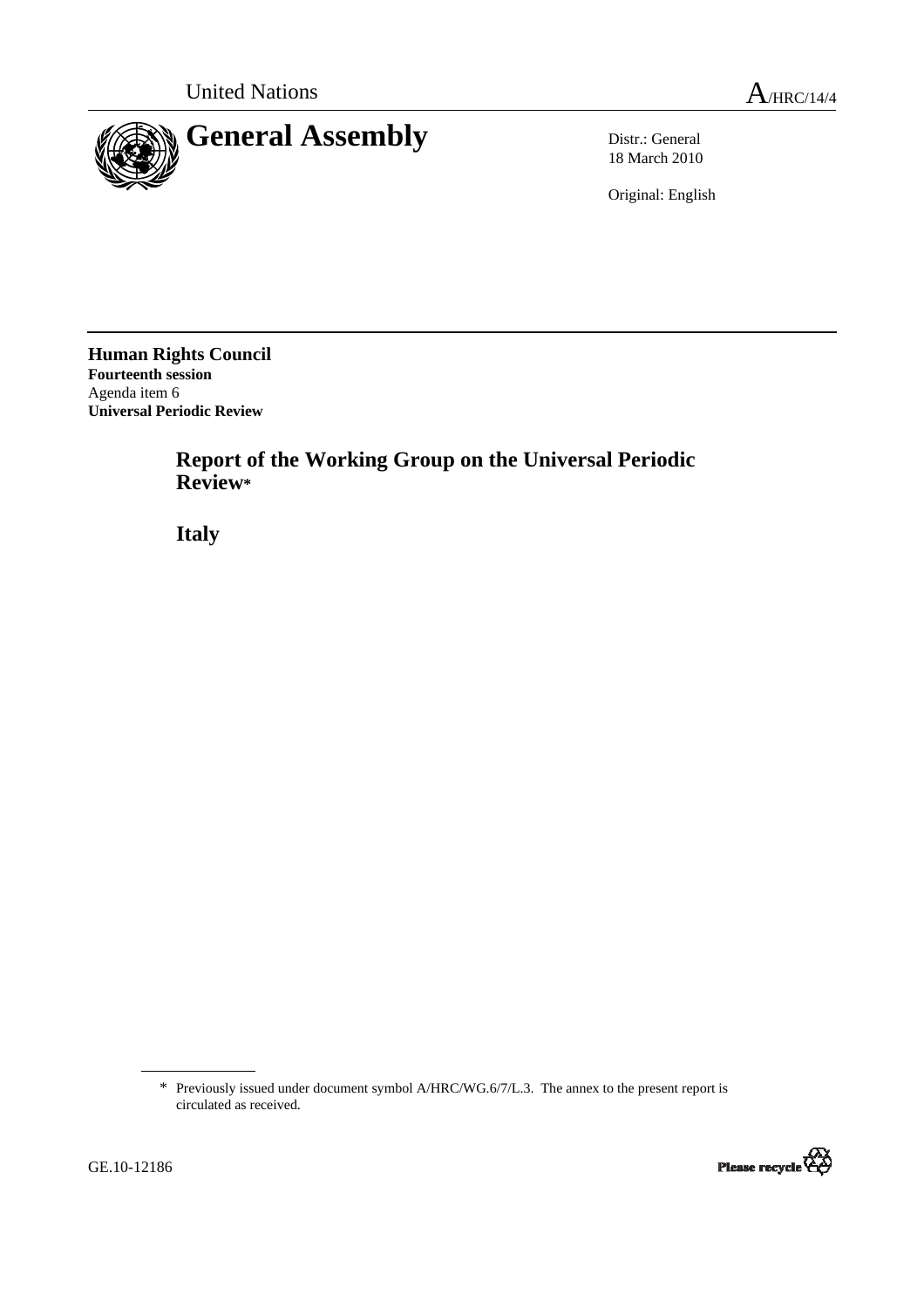United Nations A/HRC/14/4

# General Assembly

Distr.: General
18 March 2010

Original: English

**Human Rights Council**
**Fourteenth session**
Agenda item 6
**Universal Periodic Review**

## Report of the Working Group on the Universal Periodic Review*

## Italy

---

\* Previously issued under document symbol A/HRC/WG.6/7/L.3. The annex to the present report is circulated as received.

GE.10-12186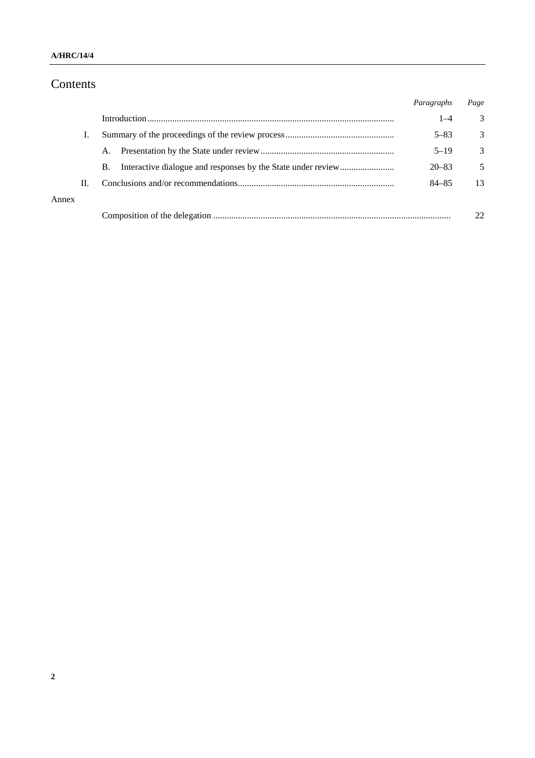# Contents

| | | *Paragraphs* | *Page* |
|---|---|---|---|
| | Introduction | 1–4 | 3 |
| I. | Summary of the proceedings of the review process | 5–83 | 3 |
| | A. Presentation by the State under review | 5–19 | 3 |
| | B. Interactive dialogue and responses by the State under review | 20–83 | 5 |
| II. | Conclusions and/or recommendations | 84–85 | 13 |
| Annex | | | |
| | Composition of the delegation | | 22 |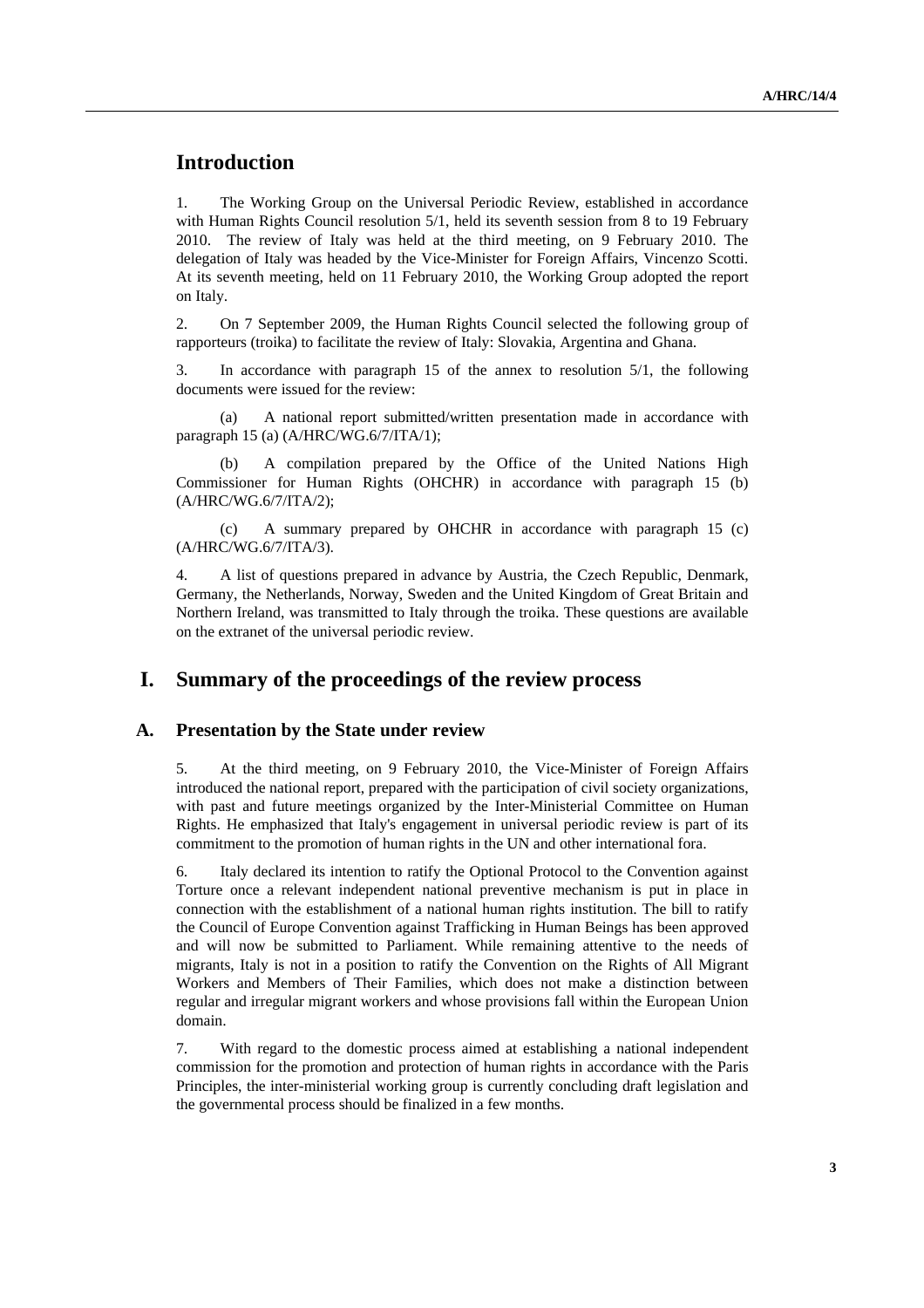# Introduction

1. The Working Group on the Universal Periodic Review, established in accordance with Human Rights Council resolution 5/1, held its seventh session from 8 to 19 February 2010. The review of Italy was held at the third meeting, on 9 February 2010. The delegation of Italy was headed by the Vice-Minister for Foreign Affairs, Vincenzo Scotti. At its seventh meeting, held on 11 February 2010, the Working Group adopted the report on Italy.

2. On 7 September 2009, the Human Rights Council selected the following group of rapporteurs (troika) to facilitate the review of Italy: Slovakia, Argentina and Ghana.

3. In accordance with paragraph 15 of the annex to resolution 5/1, the following documents were issued for the review:

(a) A national report submitted/written presentation made in accordance with paragraph 15 (a) (A/HRC/WG.6/7/ITA/1);

(b) A compilation prepared by the Office of the United Nations High Commissioner for Human Rights (OHCHR) in accordance with paragraph 15 (b) (A/HRC/WG.6/7/ITA/2);

(c) A summary prepared by OHCHR in accordance with paragraph 15 (c) (A/HRC/WG.6/7/ITA/3).

4. A list of questions prepared in advance by Austria, the Czech Republic, Denmark, Germany, the Netherlands, Norway, Sweden and the United Kingdom of Great Britain and Northern Ireland, was transmitted to Italy through the troika. These questions are available on the extranet of the universal periodic review.

# I. Summary of the proceedings of the review process

## A. Presentation by the State under review

5. At the third meeting, on 9 February 2010, the Vice-Minister of Foreign Affairs introduced the national report, prepared with the participation of civil society organizations, with past and future meetings organized by the Inter-Ministerial Committee on Human Rights. He emphasized that Italy's engagement in universal periodic review is part of its commitment to the promotion of human rights in the UN and other international fora.

6. Italy declared its intention to ratify the Optional Protocol to the Convention against Torture once a relevant independent national preventive mechanism is put in place in connection with the establishment of a national human rights institution. The bill to ratify the Council of Europe Convention against Trafficking in Human Beings has been approved and will now be submitted to Parliament. While remaining attentive to the needs of migrants, Italy is not in a position to ratify the Convention on the Rights of All Migrant Workers and Members of Their Families, which does not make a distinction between regular and irregular migrant workers and whose provisions fall within the European Union domain.

7. With regard to the domestic process aimed at establishing a national independent commission for the promotion and protection of human rights in accordance with the Paris Principles, the inter-ministerial working group is currently concluding draft legislation and the governmental process should be finalized in a few months.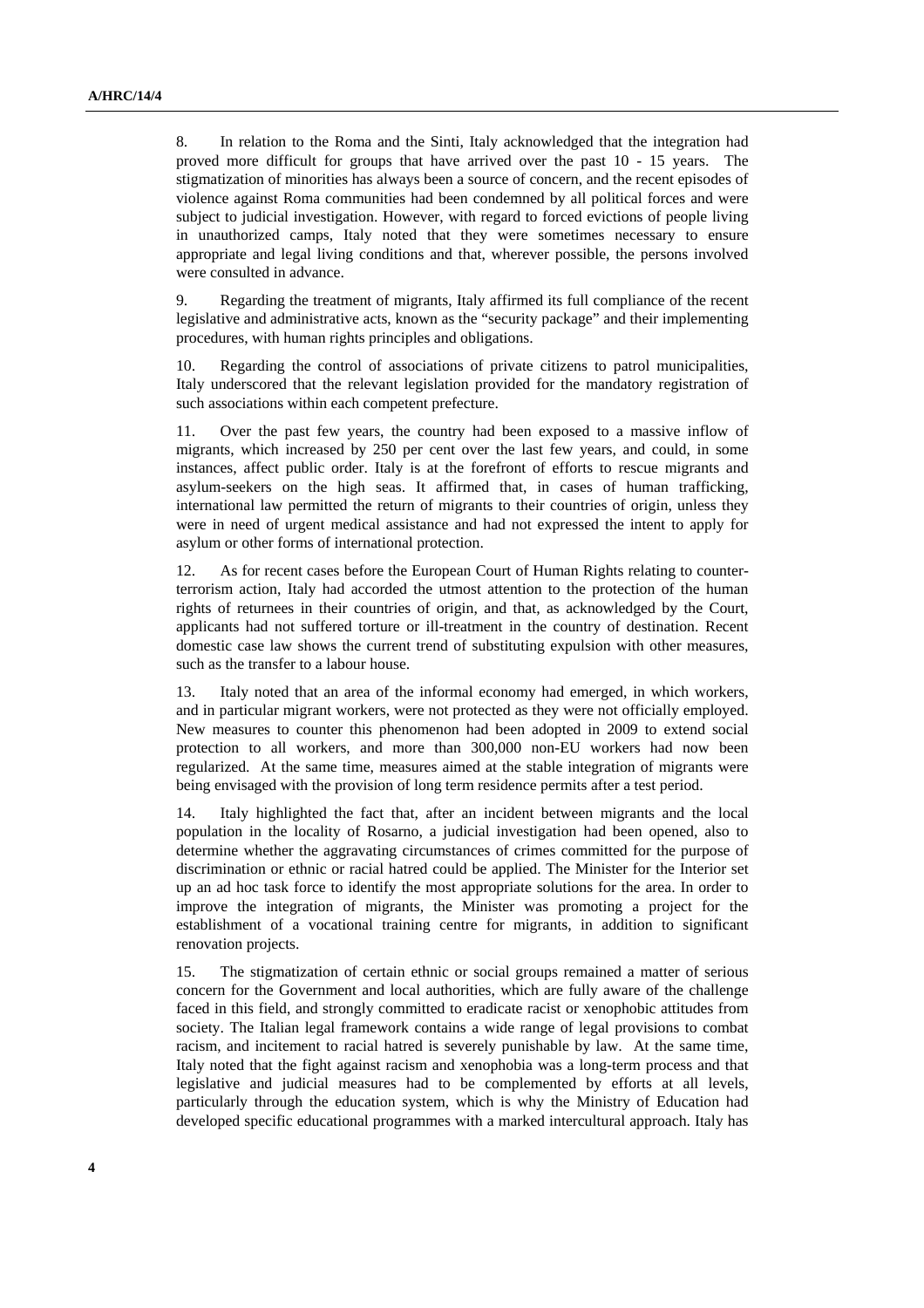8. In relation to the Roma and the Sinti, Italy acknowledged that the integration had proved more difficult for groups that have arrived over the past 10 - 15 years. The stigmatization of minorities has always been a source of concern, and the recent episodes of violence against Roma communities had been condemned by all political forces and were subject to judicial investigation. However, with regard to forced evictions of people living in unauthorized camps, Italy noted that they were sometimes necessary to ensure appropriate and legal living conditions and that, wherever possible, the persons involved were consulted in advance.

9. Regarding the treatment of migrants, Italy affirmed its full compliance of the recent legislative and administrative acts, known as the "security package" and their implementing procedures, with human rights principles and obligations.

10. Regarding the control of associations of private citizens to patrol municipalities, Italy underscored that the relevant legislation provided for the mandatory registration of such associations within each competent prefecture.

11. Over the past few years, the country had been exposed to a massive inflow of migrants, which increased by 250 per cent over the last few years, and could, in some instances, affect public order. Italy is at the forefront of efforts to rescue migrants and asylum-seekers on the high seas. It affirmed that, in cases of human trafficking, international law permitted the return of migrants to their countries of origin, unless they were in need of urgent medical assistance and had not expressed the intent to apply for asylum or other forms of international protection.

12. As for recent cases before the European Court of Human Rights relating to counter-terrorism action, Italy had accorded the utmost attention to the protection of the human rights of returnees in their countries of origin, and that, as acknowledged by the Court, applicants had not suffered torture or ill-treatment in the country of destination. Recent domestic case law shows the current trend of substituting expulsion with other measures, such as the transfer to a labour house.

13. Italy noted that an area of the informal economy had emerged, in which workers, and in particular migrant workers, were not protected as they were not officially employed. New measures to counter this phenomenon had been adopted in 2009 to extend social protection to all workers, and more than 300,000 non-EU workers had now been regularized. At the same time, measures aimed at the stable integration of migrants were being envisaged with the provision of long term residence permits after a test period.

14. Italy highlighted the fact that, after an incident between migrants and the local population in the locality of Rosarno, a judicial investigation had been opened, also to determine whether the aggravating circumstances of crimes committed for the purpose of discrimination or ethnic or racial hatred could be applied. The Minister for the Interior set up an ad hoc task force to identify the most appropriate solutions for the area. In order to improve the integration of migrants, the Minister was promoting a project for the establishment of a vocational training centre for migrants, in addition to significant renovation projects.

15. The stigmatization of certain ethnic or social groups remained a matter of serious concern for the Government and local authorities, which are fully aware of the challenge faced in this field, and strongly committed to eradicate racist or xenophobic attitudes from society. The Italian legal framework contains a wide range of legal provisions to combat racism, and incitement to racial hatred is severely punishable by law. At the same time, Italy noted that the fight against racism and xenophobia was a long-term process and that legislative and judicial measures had to be complemented by efforts at all levels, particularly through the education system, which is why the Ministry of Education had developed specific educational programmes with a marked intercultural approach. Italy has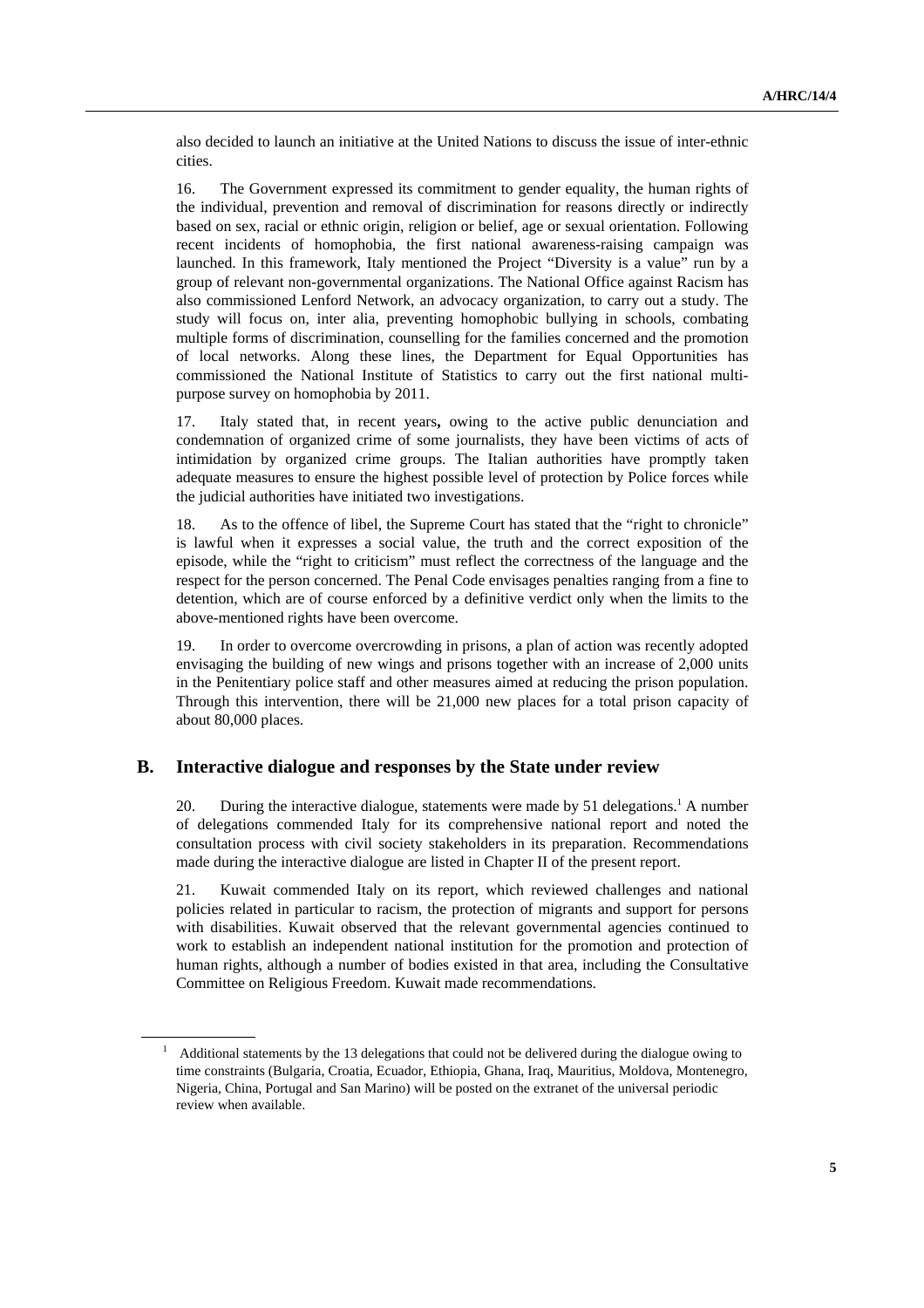also decided to launch an initiative at the United Nations to discuss the issue of inter-ethnic cities.

16. The Government expressed its commitment to gender equality, the human rights of the individual, prevention and removal of discrimination for reasons directly or indirectly based on sex, racial or ethnic origin, religion or belief, age or sexual orientation. Following recent incidents of homophobia, the first national awareness-raising campaign was launched. In this framework, Italy mentioned the Project "Diversity is a value" run by a group of relevant non-governmental organizations. The National Office against Racism has also commissioned Lenford Network, an advocacy organization, to carry out a study. The study will focus on, inter alia, preventing homophobic bullying in schools, combating multiple forms of discrimination, counselling for the families concerned and the promotion of local networks. Along these lines, the Department for Equal Opportunities has commissioned the National Institute of Statistics to carry out the first national multi-purpose survey on homophobia by 2011.

17. Italy stated that, in recent years**,** owing to the active public denunciation and condemnation of organized crime of some journalists, they have been victims of acts of intimidation by organized crime groups. The Italian authorities have promptly taken adequate measures to ensure the highest possible level of protection by Police forces while the judicial authorities have initiated two investigations.

18. As to the offence of libel, the Supreme Court has stated that the "right to chronicle" is lawful when it expresses a social value, the truth and the correct exposition of the episode, while the "right to criticism" must reflect the correctness of the language and the respect for the person concerned. The Penal Code envisages penalties ranging from a fine to detention, which are of course enforced by a definitive verdict only when the limits to the above-mentioned rights have been overcome.

19. In order to overcome overcrowding in prisons, a plan of action was recently adopted envisaging the building of new wings and prisons together with an increase of 2,000 units in the Penitentiary police staff and other measures aimed at reducing the prison population. Through this intervention, there will be 21,000 new places for a total prison capacity of about 80,000 places.

## B. Interactive dialogue and responses by the State under review

20. During the interactive dialogue, statements were made by 51 delegations.[1] A number of delegations commended Italy for its comprehensive national report and noted the consultation process with civil society stakeholders in its preparation. Recommendations made during the interactive dialogue are listed in Chapter II of the present report.

21. Kuwait commended Italy on its report, which reviewed challenges and national policies related in particular to racism, the protection of migrants and support for persons with disabilities. Kuwait observed that the relevant governmental agencies continued to work to establish an independent national institution for the promotion and protection of human rights, although a number of bodies existed in that area, including the Consultative Committee on Religious Freedom. Kuwait made recommendations.

---

[1] Additional statements by the 13 delegations that could not be delivered during the dialogue owing to time constraints (Bulgaria, Croatia, Ecuador, Ethiopia, Ghana, Iraq, Mauritius, Moldova, Montenegro, Nigeria, China, Portugal and San Marino) will be posted on the extranet of the universal periodic review when available.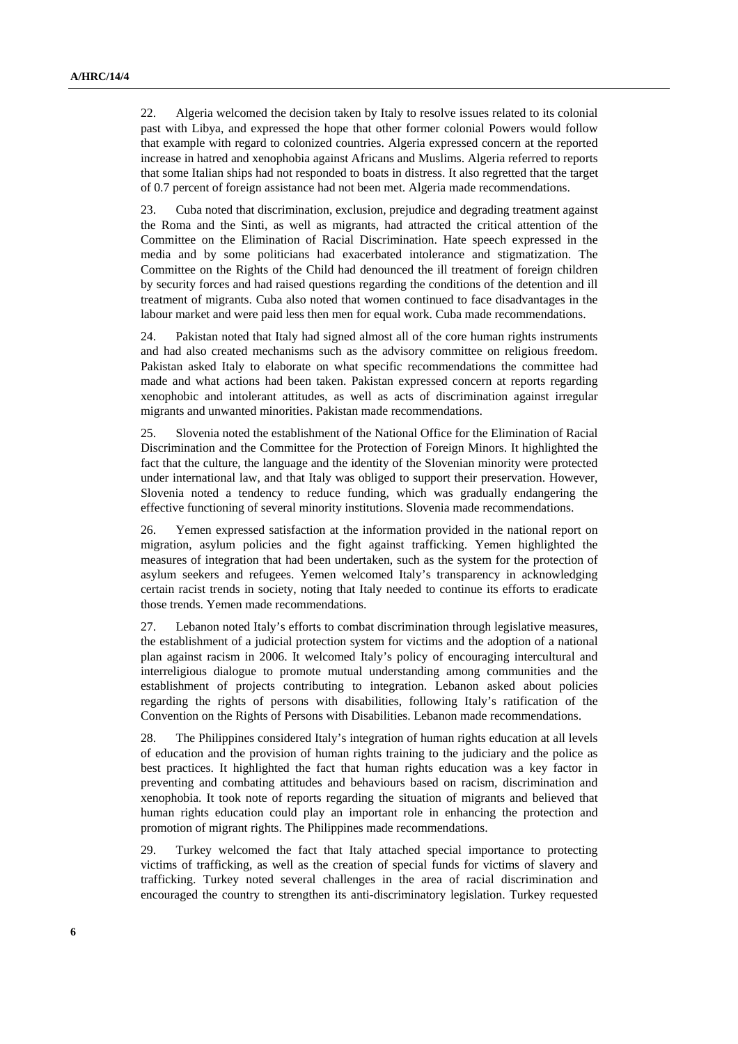22. Algeria welcomed the decision taken by Italy to resolve issues related to its colonial past with Libya, and expressed the hope that other former colonial Powers would follow that example with regard to colonized countries. Algeria expressed concern at the reported increase in hatred and xenophobia against Africans and Muslims. Algeria referred to reports that some Italian ships had not responded to boats in distress. It also regretted that the target of 0.7 percent of foreign assistance had not been met. Algeria made recommendations.

23. Cuba noted that discrimination, exclusion, prejudice and degrading treatment against the Roma and the Sinti, as well as migrants, had attracted the critical attention of the Committee on the Elimination of Racial Discrimination. Hate speech expressed in the media and by some politicians had exacerbated intolerance and stigmatization. The Committee on the Rights of the Child had denounced the ill treatment of foreign children by security forces and had raised questions regarding the conditions of the detention and ill treatment of migrants. Cuba also noted that women continued to face disadvantages in the labour market and were paid less then men for equal work. Cuba made recommendations.

24. Pakistan noted that Italy had signed almost all of the core human rights instruments and had also created mechanisms such as the advisory committee on religious freedom. Pakistan asked Italy to elaborate on what specific recommendations the committee had made and what actions had been taken. Pakistan expressed concern at reports regarding xenophobic and intolerant attitudes, as well as acts of discrimination against irregular migrants and unwanted minorities. Pakistan made recommendations.

25. Slovenia noted the establishment of the National Office for the Elimination of Racial Discrimination and the Committee for the Protection of Foreign Minors. It highlighted the fact that the culture, the language and the identity of the Slovenian minority were protected under international law, and that Italy was obliged to support their preservation. However, Slovenia noted a tendency to reduce funding, which was gradually endangering the effective functioning of several minority institutions. Slovenia made recommendations.

26. Yemen expressed satisfaction at the information provided in the national report on migration, asylum policies and the fight against trafficking. Yemen highlighted the measures of integration that had been undertaken, such as the system for the protection of asylum seekers and refugees. Yemen welcomed Italy's transparency in acknowledging certain racist trends in society, noting that Italy needed to continue its efforts to eradicate those trends. Yemen made recommendations.

27. Lebanon noted Italy's efforts to combat discrimination through legislative measures, the establishment of a judicial protection system for victims and the adoption of a national plan against racism in 2006. It welcomed Italy's policy of encouraging intercultural and interreligious dialogue to promote mutual understanding among communities and the establishment of projects contributing to integration. Lebanon asked about policies regarding the rights of persons with disabilities, following Italy's ratification of the Convention on the Rights of Persons with Disabilities. Lebanon made recommendations.

28. The Philippines considered Italy's integration of human rights education at all levels of education and the provision of human rights training to the judiciary and the police as best practices. It highlighted the fact that human rights education was a key factor in preventing and combating attitudes and behaviours based on racism, discrimination and xenophobia. It took note of reports regarding the situation of migrants and believed that human rights education could play an important role in enhancing the protection and promotion of migrant rights. The Philippines made recommendations.

29. Turkey welcomed the fact that Italy attached special importance to protecting victims of trafficking, as well as the creation of special funds for victims of slavery and trafficking. Turkey noted several challenges in the area of racial discrimination and encouraged the country to strengthen its anti-discriminatory legislation. Turkey requested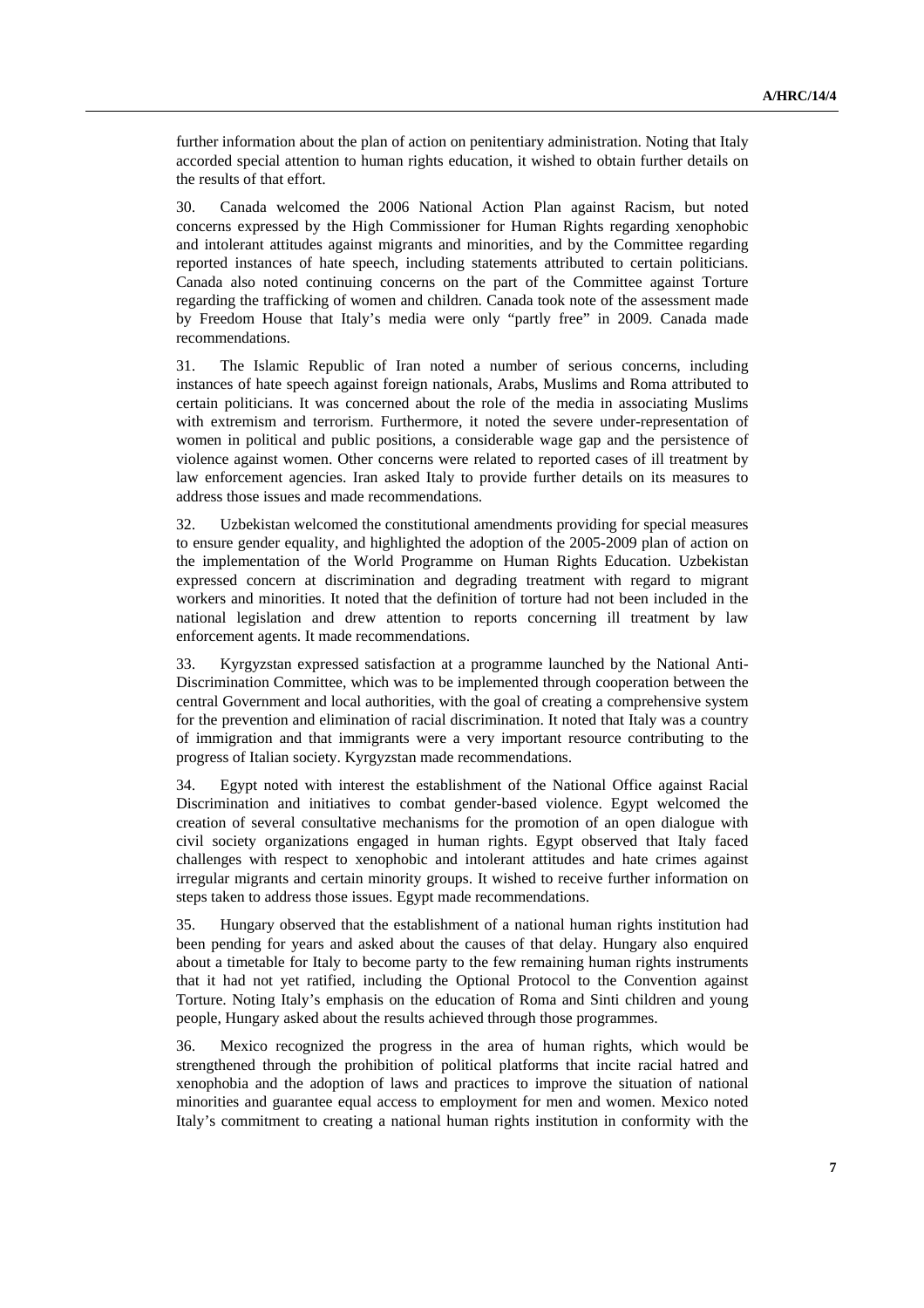further information about the plan of action on penitentiary administration. Noting that Italy accorded special attention to human rights education, it wished to obtain further details on the results of that effort.

30. Canada welcomed the 2006 National Action Plan against Racism, but noted concerns expressed by the High Commissioner for Human Rights regarding xenophobic and intolerant attitudes against migrants and minorities, and by the Committee regarding reported instances of hate speech, including statements attributed to certain politicians. Canada also noted continuing concerns on the part of the Committee against Torture regarding the trafficking of women and children. Canada took note of the assessment made by Freedom House that Italy's media were only "partly free" in 2009. Canada made recommendations.

31. The Islamic Republic of Iran noted a number of serious concerns, including instances of hate speech against foreign nationals, Arabs, Muslims and Roma attributed to certain politicians. It was concerned about the role of the media in associating Muslims with extremism and terrorism. Furthermore, it noted the severe under-representation of women in political and public positions, a considerable wage gap and the persistence of violence against women. Other concerns were related to reported cases of ill treatment by law enforcement agencies. Iran asked Italy to provide further details on its measures to address those issues and made recommendations.

32. Uzbekistan welcomed the constitutional amendments providing for special measures to ensure gender equality, and highlighted the adoption of the 2005-2009 plan of action on the implementation of the World Programme on Human Rights Education. Uzbekistan expressed concern at discrimination and degrading treatment with regard to migrant workers and minorities. It noted that the definition of torture had not been included in the national legislation and drew attention to reports concerning ill treatment by law enforcement agents. It made recommendations.

33. Kyrgyzstan expressed satisfaction at a programme launched by the National Anti-Discrimination Committee, which was to be implemented through cooperation between the central Government and local authorities, with the goal of creating a comprehensive system for the prevention and elimination of racial discrimination. It noted that Italy was a country of immigration and that immigrants were a very important resource contributing to the progress of Italian society. Kyrgyzstan made recommendations.

34. Egypt noted with interest the establishment of the National Office against Racial Discrimination and initiatives to combat gender-based violence. Egypt welcomed the creation of several consultative mechanisms for the promotion of an open dialogue with civil society organizations engaged in human rights. Egypt observed that Italy faced challenges with respect to xenophobic and intolerant attitudes and hate crimes against irregular migrants and certain minority groups. It wished to receive further information on steps taken to address those issues. Egypt made recommendations.

35. Hungary observed that the establishment of a national human rights institution had been pending for years and asked about the causes of that delay. Hungary also enquired about a timetable for Italy to become party to the few remaining human rights instruments that it had not yet ratified, including the Optional Protocol to the Convention against Torture. Noting Italy's emphasis on the education of Roma and Sinti children and young people, Hungary asked about the results achieved through those programmes.

36. Mexico recognized the progress in the area of human rights, which would be strengthened through the prohibition of political platforms that incite racial hatred and xenophobia and the adoption of laws and practices to improve the situation of national minorities and guarantee equal access to employment for men and women. Mexico noted Italy's commitment to creating a national human rights institution in conformity with the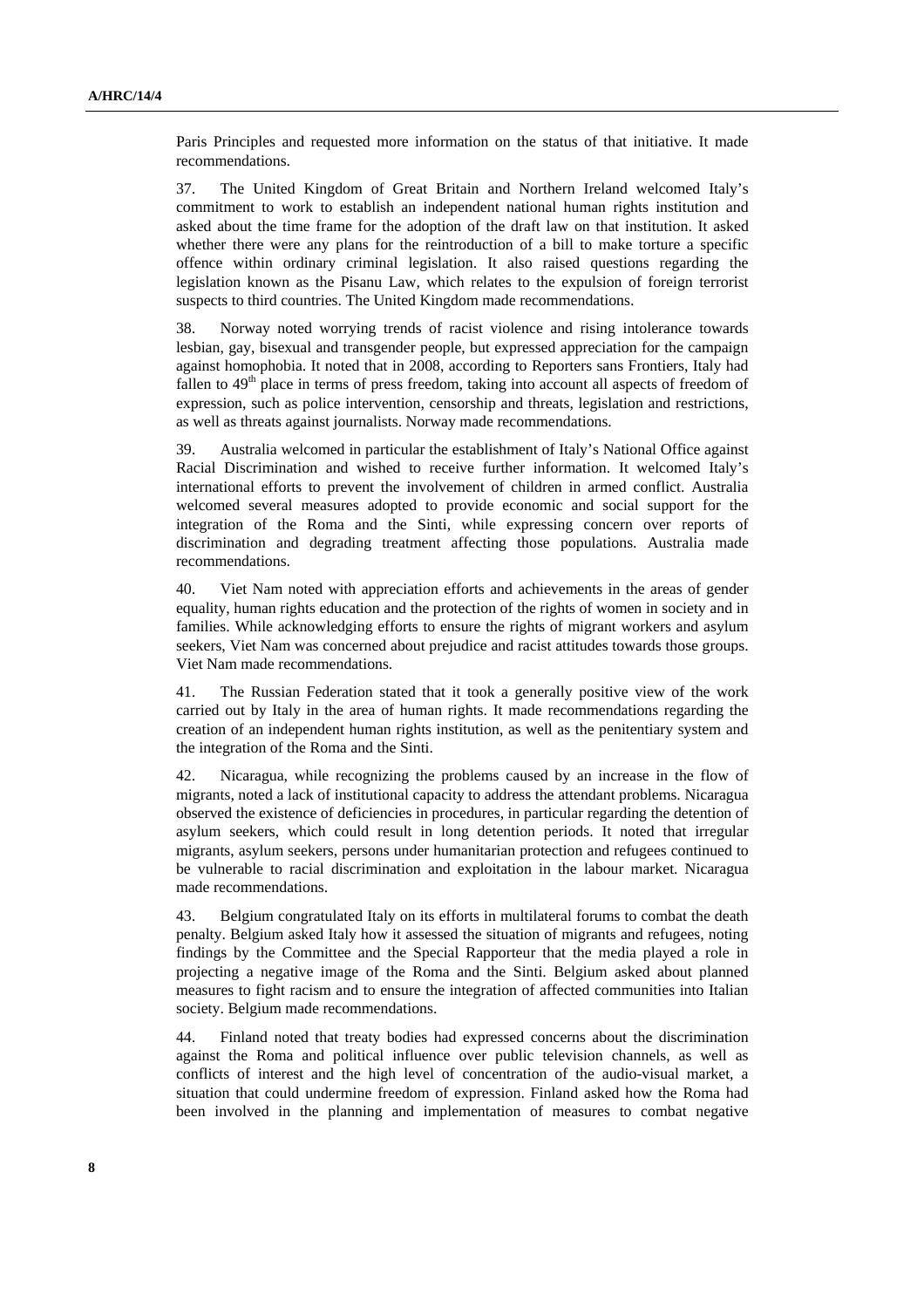Paris Principles and requested more information on the status of that initiative. It made recommendations.

37. The United Kingdom of Great Britain and Northern Ireland welcomed Italy's commitment to work to establish an independent national human rights institution and asked about the time frame for the adoption of the draft law on that institution. It asked whether there were any plans for the reintroduction of a bill to make torture a specific offence within ordinary criminal legislation. It also raised questions regarding the legislation known as the Pisanu Law, which relates to the expulsion of foreign terrorist suspects to third countries. The United Kingdom made recommendations.

38. Norway noted worrying trends of racist violence and rising intolerance towards lesbian, gay, bisexual and transgender people, but expressed appreciation for the campaign against homophobia. It noted that in 2008, according to Reporters sans Frontiers, Italy had fallen to 49th place in terms of press freedom, taking into account all aspects of freedom of expression, such as police intervention, censorship and threats, legislation and restrictions, as well as threats against journalists. Norway made recommendations.

39. Australia welcomed in particular the establishment of Italy's National Office against Racial Discrimination and wished to receive further information. It welcomed Italy's international efforts to prevent the involvement of children in armed conflict. Australia welcomed several measures adopted to provide economic and social support for the integration of the Roma and the Sinti, while expressing concern over reports of discrimination and degrading treatment affecting those populations. Australia made recommendations.

40. Viet Nam noted with appreciation efforts and achievements in the areas of gender equality, human rights education and the protection of the rights of women in society and in families. While acknowledging efforts to ensure the rights of migrant workers and asylum seekers, Viet Nam was concerned about prejudice and racist attitudes towards those groups. Viet Nam made recommendations.

41. The Russian Federation stated that it took a generally positive view of the work carried out by Italy in the area of human rights. It made recommendations regarding the creation of an independent human rights institution, as well as the penitentiary system and the integration of the Roma and the Sinti.

42. Nicaragua, while recognizing the problems caused by an increase in the flow of migrants, noted a lack of institutional capacity to address the attendant problems. Nicaragua observed the existence of deficiencies in procedures, in particular regarding the detention of asylum seekers, which could result in long detention periods. It noted that irregular migrants, asylum seekers, persons under humanitarian protection and refugees continued to be vulnerable to racial discrimination and exploitation in the labour market. Nicaragua made recommendations.

43. Belgium congratulated Italy on its efforts in multilateral forums to combat the death penalty. Belgium asked Italy how it assessed the situation of migrants and refugees, noting findings by the Committee and the Special Rapporteur that the media played a role in projecting a negative image of the Roma and the Sinti. Belgium asked about planned measures to fight racism and to ensure the integration of affected communities into Italian society. Belgium made recommendations.

44. Finland noted that treaty bodies had expressed concerns about the discrimination against the Roma and political influence over public television channels, as well as conflicts of interest and the high level of concentration of the audio-visual market, a situation that could undermine freedom of expression. Finland asked how the Roma had been involved in the planning and implementation of measures to combat negative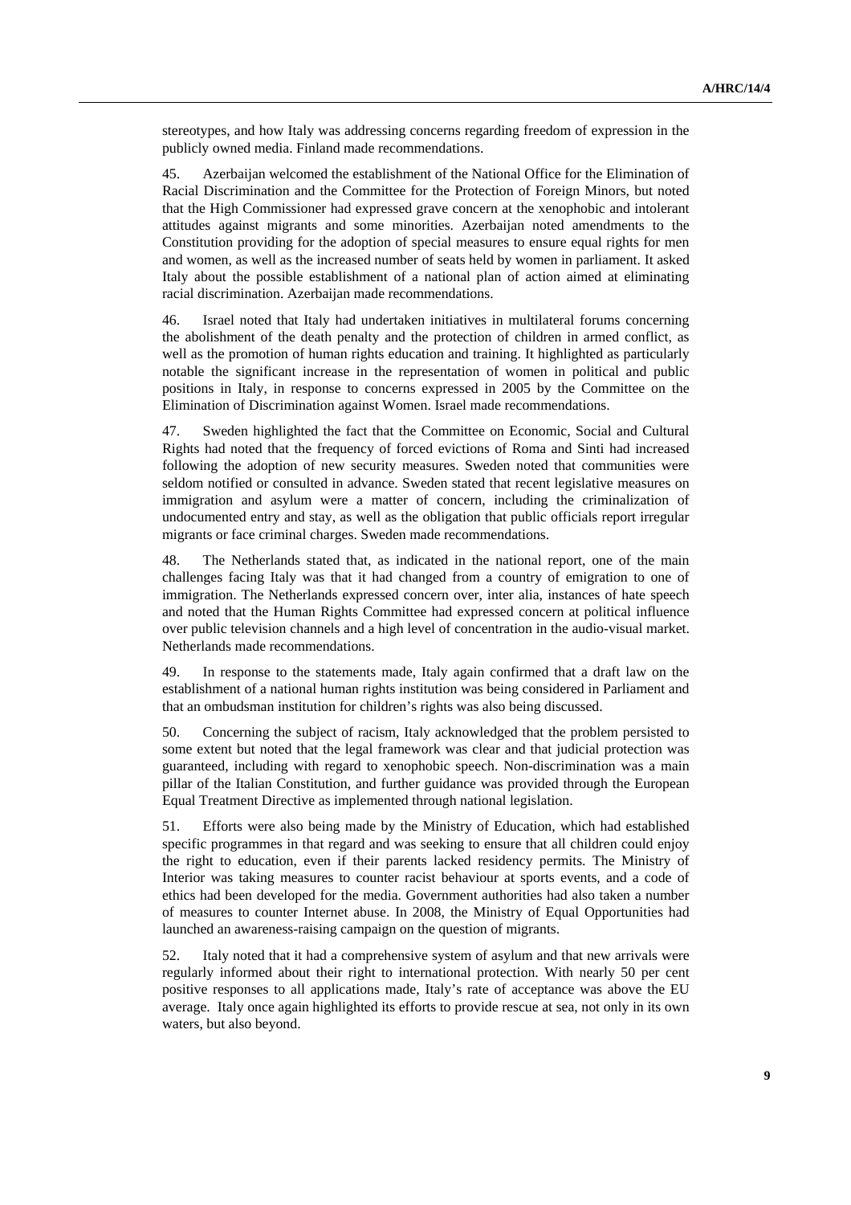stereotypes, and how Italy was addressing concerns regarding freedom of expression in the publicly owned media. Finland made recommendations.

45. Azerbaijan welcomed the establishment of the National Office for the Elimination of Racial Discrimination and the Committee for the Protection of Foreign Minors, but noted that the High Commissioner had expressed grave concern at the xenophobic and intolerant attitudes against migrants and some minorities. Azerbaijan noted amendments to the Constitution providing for the adoption of special measures to ensure equal rights for men and women, as well as the increased number of seats held by women in parliament. It asked Italy about the possible establishment of a national plan of action aimed at eliminating racial discrimination. Azerbaijan made recommendations.

46. Israel noted that Italy had undertaken initiatives in multilateral forums concerning the abolishment of the death penalty and the protection of children in armed conflict, as well as the promotion of human rights education and training. It highlighted as particularly notable the significant increase in the representation of women in political and public positions in Italy, in response to concerns expressed in 2005 by the Committee on the Elimination of Discrimination against Women. Israel made recommendations.

47. Sweden highlighted the fact that the Committee on Economic, Social and Cultural Rights had noted that the frequency of forced evictions of Roma and Sinti had increased following the adoption of new security measures. Sweden noted that communities were seldom notified or consulted in advance. Sweden stated that recent legislative measures on immigration and asylum were a matter of concern, including the criminalization of undocumented entry and stay, as well as the obligation that public officials report irregular migrants or face criminal charges. Sweden made recommendations.

48. The Netherlands stated that, as indicated in the national report, one of the main challenges facing Italy was that it had changed from a country of emigration to one of immigration. The Netherlands expressed concern over, inter alia, instances of hate speech and noted that the Human Rights Committee had expressed concern at political influence over public television channels and a high level of concentration in the audio-visual market. Netherlands made recommendations.

49. In response to the statements made, Italy again confirmed that a draft law on the establishment of a national human rights institution was being considered in Parliament and that an ombudsman institution for children's rights was also being discussed.

50. Concerning the subject of racism, Italy acknowledged that the problem persisted to some extent but noted that the legal framework was clear and that judicial protection was guaranteed, including with regard to xenophobic speech. Non-discrimination was a main pillar of the Italian Constitution, and further guidance was provided through the European Equal Treatment Directive as implemented through national legislation.

51. Efforts were also being made by the Ministry of Education, which had established specific programmes in that regard and was seeking to ensure that all children could enjoy the right to education, even if their parents lacked residency permits. The Ministry of Interior was taking measures to counter racist behaviour at sports events, and a code of ethics had been developed for the media. Government authorities had also taken a number of measures to counter Internet abuse. In 2008, the Ministry of Equal Opportunities had launched an awareness-raising campaign on the question of migrants.

52. Italy noted that it had a comprehensive system of asylum and that new arrivals were regularly informed about their right to international protection. With nearly 50 per cent positive responses to all applications made, Italy's rate of acceptance was above the EU average. Italy once again highlighted its efforts to provide rescue at sea, not only in its own waters, but also beyond.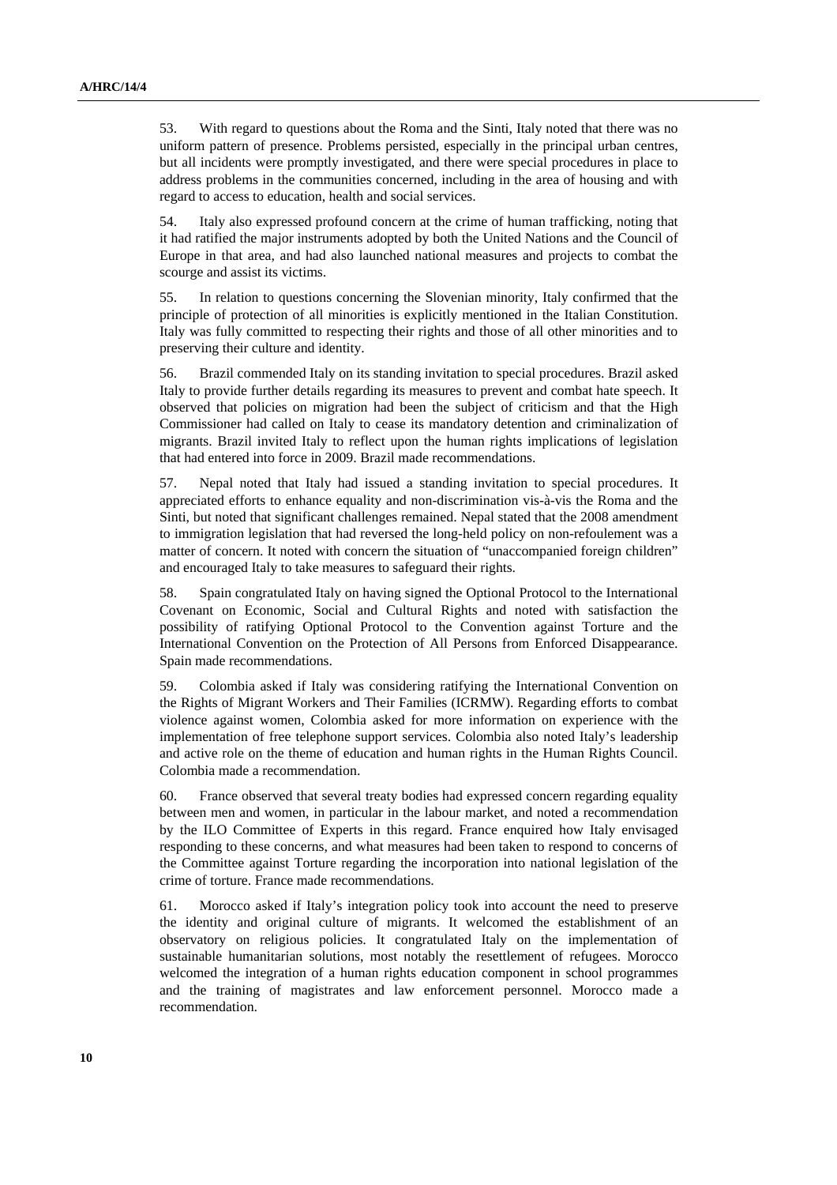53. With regard to questions about the Roma and the Sinti, Italy noted that there was no uniform pattern of presence. Problems persisted, especially in the principal urban centres, but all incidents were promptly investigated, and there were special procedures in place to address problems in the communities concerned, including in the area of housing and with regard to access to education, health and social services.

54. Italy also expressed profound concern at the crime of human trafficking, noting that it had ratified the major instruments adopted by both the United Nations and the Council of Europe in that area, and had also launched national measures and projects to combat the scourge and assist its victims.

55. In relation to questions concerning the Slovenian minority, Italy confirmed that the principle of protection of all minorities is explicitly mentioned in the Italian Constitution. Italy was fully committed to respecting their rights and those of all other minorities and to preserving their culture and identity.

56. Brazil commended Italy on its standing invitation to special procedures. Brazil asked Italy to provide further details regarding its measures to prevent and combat hate speech. It observed that policies on migration had been the subject of criticism and that the High Commissioner had called on Italy to cease its mandatory detention and criminalization of migrants. Brazil invited Italy to reflect upon the human rights implications of legislation that had entered into force in 2009. Brazil made recommendations.

57. Nepal noted that Italy had issued a standing invitation to special procedures. It appreciated efforts to enhance equality and non-discrimination vis-à-vis the Roma and the Sinti, but noted that significant challenges remained. Nepal stated that the 2008 amendment to immigration legislation that had reversed the long-held policy on non-refoulement was a matter of concern. It noted with concern the situation of "unaccompanied foreign children" and encouraged Italy to take measures to safeguard their rights.

58. Spain congratulated Italy on having signed the Optional Protocol to the International Covenant on Economic, Social and Cultural Rights and noted with satisfaction the possibility of ratifying Optional Protocol to the Convention against Torture and the International Convention on the Protection of All Persons from Enforced Disappearance. Spain made recommendations.

59. Colombia asked if Italy was considering ratifying the International Convention on the Rights of Migrant Workers and Their Families (ICRMW). Regarding efforts to combat violence against women, Colombia asked for more information on experience with the implementation of free telephone support services. Colombia also noted Italy's leadership and active role on the theme of education and human rights in the Human Rights Council. Colombia made a recommendation.

60. France observed that several treaty bodies had expressed concern regarding equality between men and women, in particular in the labour market, and noted a recommendation by the ILO Committee of Experts in this regard. France enquired how Italy envisaged responding to these concerns, and what measures had been taken to respond to concerns of the Committee against Torture regarding the incorporation into national legislation of the crime of torture. France made recommendations.

61. Morocco asked if Italy's integration policy took into account the need to preserve the identity and original culture of migrants. It welcomed the establishment of an observatory on religious policies. It congratulated Italy on the implementation of sustainable humanitarian solutions, most notably the resettlement of refugees. Morocco welcomed the integration of a human rights education component in school programmes and the training of magistrates and law enforcement personnel. Morocco made a recommendation.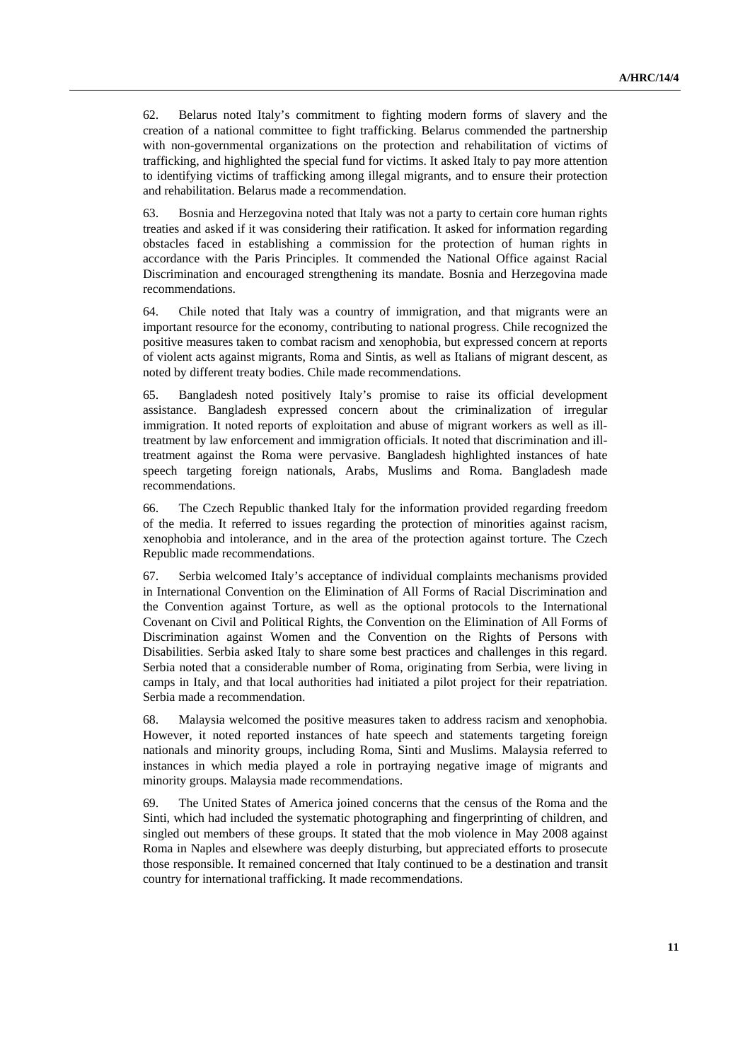62. Belarus noted Italy's commitment to fighting modern forms of slavery and the creation of a national committee to fight trafficking. Belarus commended the partnership with non-governmental organizations on the protection and rehabilitation of victims of trafficking, and highlighted the special fund for victims. It asked Italy to pay more attention to identifying victims of trafficking among illegal migrants, and to ensure their protection and rehabilitation. Belarus made a recommendation.

63. Bosnia and Herzegovina noted that Italy was not a party to certain core human rights treaties and asked if it was considering their ratification. It asked for information regarding obstacles faced in establishing a commission for the protection of human rights in accordance with the Paris Principles. It commended the National Office against Racial Discrimination and encouraged strengthening its mandate. Bosnia and Herzegovina made recommendations.

64. Chile noted that Italy was a country of immigration, and that migrants were an important resource for the economy, contributing to national progress. Chile recognized the positive measures taken to combat racism and xenophobia, but expressed concern at reports of violent acts against migrants, Roma and Sintis, as well as Italians of migrant descent, as noted by different treaty bodies. Chile made recommendations.

65. Bangladesh noted positively Italy's promise to raise its official development assistance. Bangladesh expressed concern about the criminalization of irregular immigration. It noted reports of exploitation and abuse of migrant workers as well as ill-treatment by law enforcement and immigration officials. It noted that discrimination and ill-treatment against the Roma were pervasive. Bangladesh highlighted instances of hate speech targeting foreign nationals, Arabs, Muslims and Roma. Bangladesh made recommendations.

66. The Czech Republic thanked Italy for the information provided regarding freedom of the media. It referred to issues regarding the protection of minorities against racism, xenophobia and intolerance, and in the area of the protection against torture. The Czech Republic made recommendations.

67. Serbia welcomed Italy's acceptance of individual complaints mechanisms provided in International Convention on the Elimination of All Forms of Racial Discrimination and the Convention against Torture, as well as the optional protocols to the International Covenant on Civil and Political Rights, the Convention on the Elimination of All Forms of Discrimination against Women and the Convention on the Rights of Persons with Disabilities. Serbia asked Italy to share some best practices and challenges in this regard. Serbia noted that a considerable number of Roma, originating from Serbia, were living in camps in Italy, and that local authorities had initiated a pilot project for their repatriation. Serbia made a recommendation.

68. Malaysia welcomed the positive measures taken to address racism and xenophobia. However, it noted reported instances of hate speech and statements targeting foreign nationals and minority groups, including Roma, Sinti and Muslims. Malaysia referred to instances in which media played a role in portraying negative image of migrants and minority groups. Malaysia made recommendations.

69. The United States of America joined concerns that the census of the Roma and the Sinti, which had included the systematic photographing and fingerprinting of children, and singled out members of these groups. It stated that the mob violence in May 2008 against Roma in Naples and elsewhere was deeply disturbing, but appreciated efforts to prosecute those responsible. It remained concerned that Italy continued to be a destination and transit country for international trafficking. It made recommendations.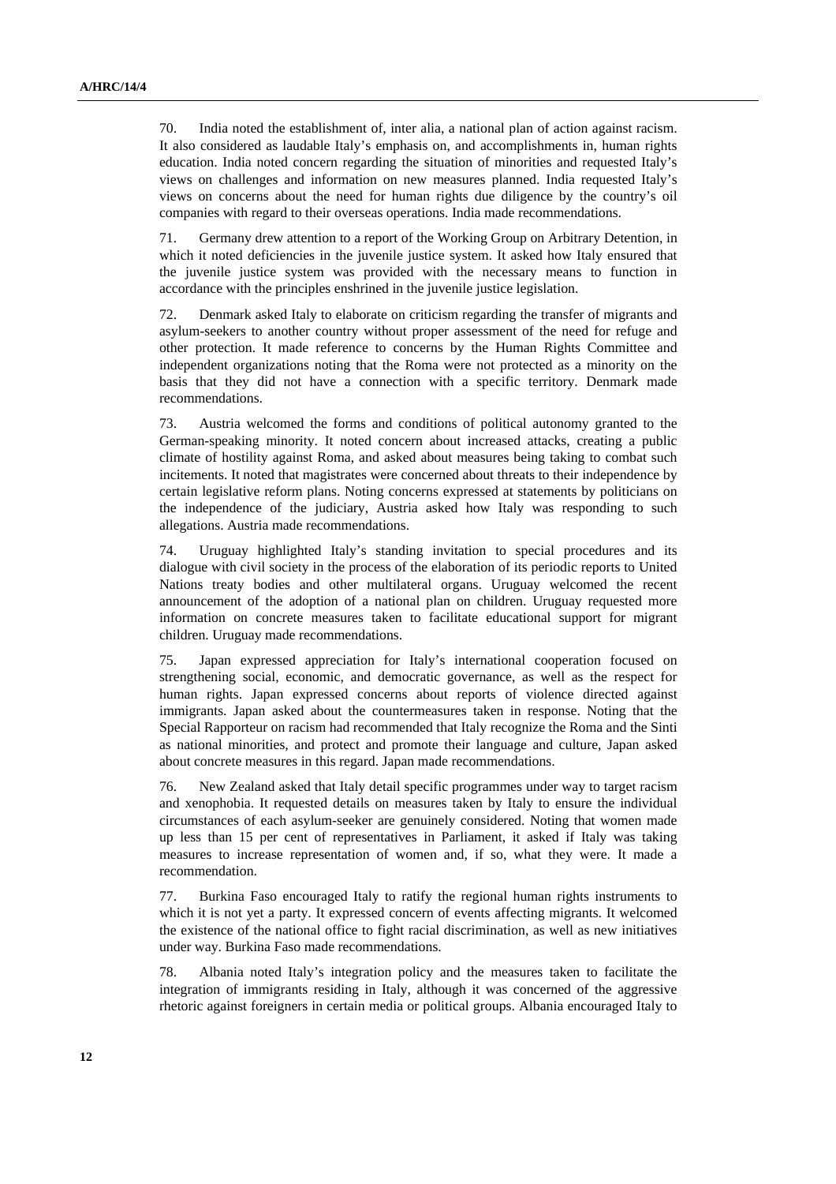70. India noted the establishment of, inter alia, a national plan of action against racism. It also considered as laudable Italy's emphasis on, and accomplishments in, human rights education. India noted concern regarding the situation of minorities and requested Italy's views on challenges and information on new measures planned. India requested Italy's views on concerns about the need for human rights due diligence by the country's oil companies with regard to their overseas operations. India made recommendations.

71. Germany drew attention to a report of the Working Group on Arbitrary Detention, in which it noted deficiencies in the juvenile justice system. It asked how Italy ensured that the juvenile justice system was provided with the necessary means to function in accordance with the principles enshrined in the juvenile justice legislation.

72. Denmark asked Italy to elaborate on criticism regarding the transfer of migrants and asylum-seekers to another country without proper assessment of the need for refuge and other protection. It made reference to concerns by the Human Rights Committee and independent organizations noting that the Roma were not protected as a minority on the basis that they did not have a connection with a specific territory. Denmark made recommendations.

73. Austria welcomed the forms and conditions of political autonomy granted to the German-speaking minority. It noted concern about increased attacks, creating a public climate of hostility against Roma, and asked about measures being taking to combat such incitements. It noted that magistrates were concerned about threats to their independence by certain legislative reform plans. Noting concerns expressed at statements by politicians on the independence of the judiciary, Austria asked how Italy was responding to such allegations. Austria made recommendations.

74. Uruguay highlighted Italy's standing invitation to special procedures and its dialogue with civil society in the process of the elaboration of its periodic reports to United Nations treaty bodies and other multilateral organs. Uruguay welcomed the recent announcement of the adoption of a national plan on children. Uruguay requested more information on concrete measures taken to facilitate educational support for migrant children. Uruguay made recommendations.

75. Japan expressed appreciation for Italy's international cooperation focused on strengthening social, economic, and democratic governance, as well as the respect for human rights. Japan expressed concerns about reports of violence directed against immigrants. Japan asked about the countermeasures taken in response. Noting that the Special Rapporteur on racism had recommended that Italy recognize the Roma and the Sinti as national minorities, and protect and promote their language and culture, Japan asked about concrete measures in this regard. Japan made recommendations.

76. New Zealand asked that Italy detail specific programmes under way to target racism and xenophobia. It requested details on measures taken by Italy to ensure the individual circumstances of each asylum-seeker are genuinely considered. Noting that women made up less than 15 per cent of representatives in Parliament, it asked if Italy was taking measures to increase representation of women and, if so, what they were. It made a recommendation.

77. Burkina Faso encouraged Italy to ratify the regional human rights instruments to which it is not yet a party. It expressed concern of events affecting migrants. It welcomed the existence of the national office to fight racial discrimination, as well as new initiatives under way. Burkina Faso made recommendations.

78. Albania noted Italy's integration policy and the measures taken to facilitate the integration of immigrants residing in Italy, although it was concerned of the aggressive rhetoric against foreigners in certain media or political groups. Albania encouraged Italy to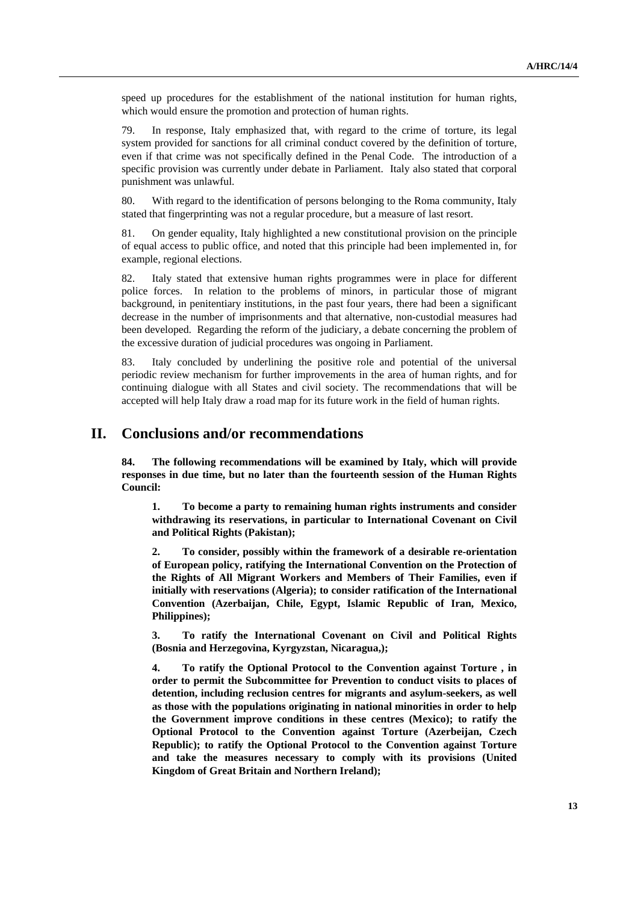speed up procedures for the establishment of the national institution for human rights, which would ensure the promotion and protection of human rights.

79. In response, Italy emphasized that, with regard to the crime of torture, its legal system provided for sanctions for all criminal conduct covered by the definition of torture, even if that crime was not specifically defined in the Penal Code. The introduction of a specific provision was currently under debate in Parliament. Italy also stated that corporal punishment was unlawful.

80. With regard to the identification of persons belonging to the Roma community, Italy stated that fingerprinting was not a regular procedure, but a measure of last resort.

81. On gender equality, Italy highlighted a new constitutional provision on the principle of equal access to public office, and noted that this principle had been implemented in, for example, regional elections.

82. Italy stated that extensive human rights programmes were in place for different police forces. In relation to the problems of minors, in particular those of migrant background, in penitentiary institutions, in the past four years, there had been a significant decrease in the number of imprisonments and that alternative, non-custodial measures had been developed. Regarding the reform of the judiciary, a debate concerning the problem of the excessive duration of judicial procedures was ongoing in Parliament.

83. Italy concluded by underlining the positive role and potential of the universal periodic review mechanism for further improvements in the area of human rights, and for continuing dialogue with all States and civil society. The recommendations that will be accepted will help Italy draw a road map for its future work in the field of human rights.

# II. Conclusions and/or recommendations

**84. The following recommendations will be examined by Italy, which will provide responses in due time, but no later than the fourteenth session of the Human Rights Council:**

> **1. To become a party to remaining human rights instruments and consider withdrawing its reservations, in particular to International Covenant on Civil and Political Rights (Pakistan);**
>
> **2. To consider, possibly within the framework of a desirable re-orientation of European policy, ratifying the International Convention on the Protection of the Rights of All Migrant Workers and Members of Their Families, even if initially with reservations (Algeria); to consider ratification of the International Convention (Azerbaijan, Chile, Egypt, Islamic Republic of Iran, Mexico, Philippines);**
>
> **3. To ratify the International Covenant on Civil and Political Rights (Bosnia and Herzegovina, Kyrgyzstan, Nicaragua,);**
>
> **4. To ratify the Optional Protocol to the Convention against Torture , in order to permit the Subcommittee for Prevention to conduct visits to places of detention, including reclusion centres for migrants and asylum-seekers, as well as those with the populations originating in national minorities in order to help the Government improve conditions in these centres (Mexico); to ratify the Optional Protocol to the Convention against Torture (Azerbeijan, Czech Republic); to ratify the Optional Protocol to the Convention against Torture and take the measures necessary to comply with its provisions (United Kingdom of Great Britain and Northern Ireland);**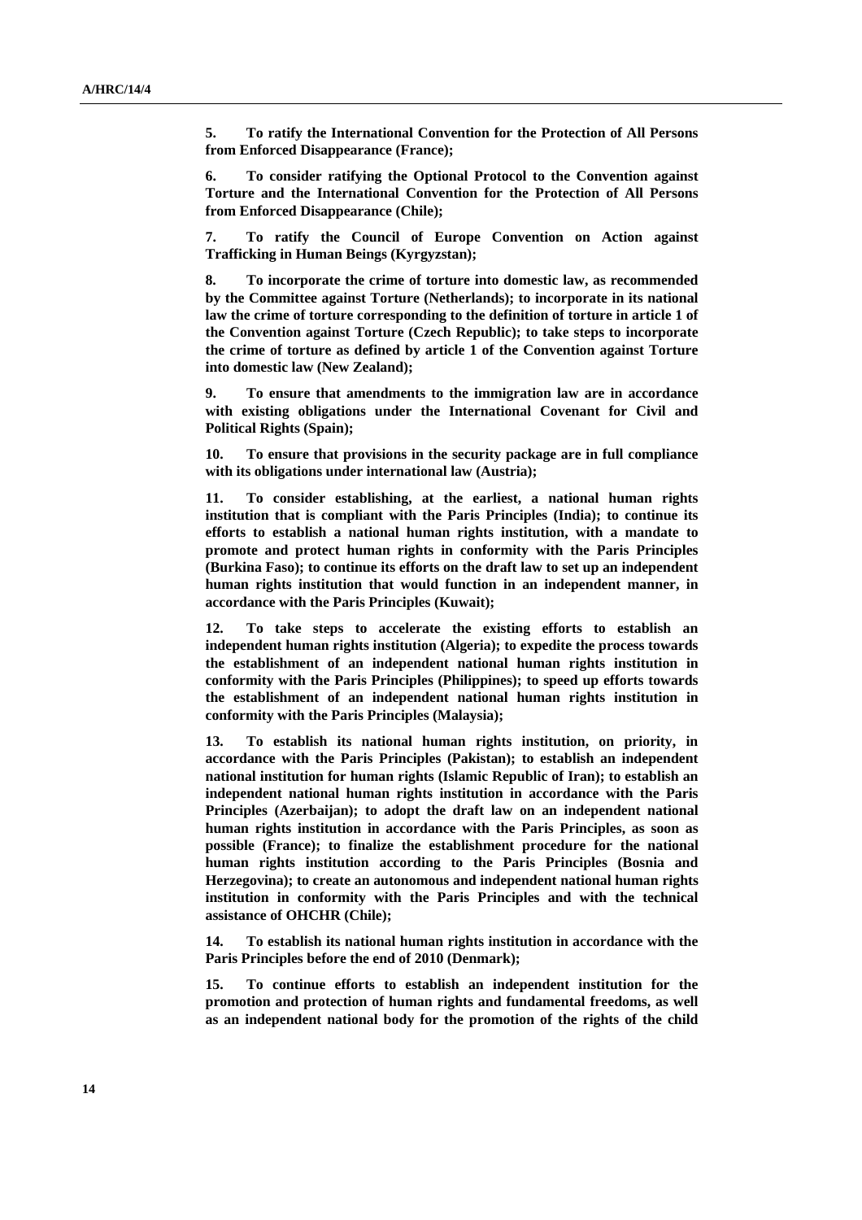**5. To ratify the International Convention for the Protection of All Persons from Enforced Disappearance (France);**

**6. To consider ratifying the Optional Protocol to the Convention against Torture and the International Convention for the Protection of All Persons from Enforced Disappearance (Chile);**

**7. To ratify the Council of Europe Convention on Action against Trafficking in Human Beings (Kyrgyzstan);**

**8. To incorporate the crime of torture into domestic law, as recommended by the Committee against Torture (Netherlands); to incorporate in its national law the crime of torture corresponding to the definition of torture in article 1 of the Convention against Torture (Czech Republic); to take steps to incorporate the crime of torture as defined by article 1 of the Convention against Torture into domestic law (New Zealand);**

**9. To ensure that amendments to the immigration law are in accordance with existing obligations under the International Covenant for Civil and Political Rights (Spain);**

**10. To ensure that provisions in the security package are in full compliance with its obligations under international law (Austria);**

**11. To consider establishing, at the earliest, a national human rights institution that is compliant with the Paris Principles (India); to continue its efforts to establish a national human rights institution, with a mandate to promote and protect human rights in conformity with the Paris Principles (Burkina Faso); to continue its efforts on the draft law to set up an independent human rights institution that would function in an independent manner, in accordance with the Paris Principles (Kuwait);**

**12. To take steps to accelerate the existing efforts to establish an independent human rights institution (Algeria); to expedite the process towards the establishment of an independent national human rights institution in conformity with the Paris Principles (Philippines); to speed up efforts towards the establishment of an independent national human rights institution in conformity with the Paris Principles (Malaysia);**

**13. To establish its national human rights institution, on priority, in accordance with the Paris Principles (Pakistan); to establish an independent national institution for human rights (Islamic Republic of Iran); to establish an independent national human rights institution in accordance with the Paris Principles (Azerbaijan); to adopt the draft law on an independent national human rights institution in accordance with the Paris Principles, as soon as possible (France); to finalize the establishment procedure for the national human rights institution according to the Paris Principles (Bosnia and Herzegovina); to create an autonomous and independent national human rights institution in conformity with the Paris Principles and with the technical assistance of OHCHR (Chile);**

**14. To establish its national human rights institution in accordance with the Paris Principles before the end of 2010 (Denmark);**

**15. To continue efforts to establish an independent institution for the promotion and protection of human rights and fundamental freedoms, as well as an independent national body for the promotion of the rights of the child**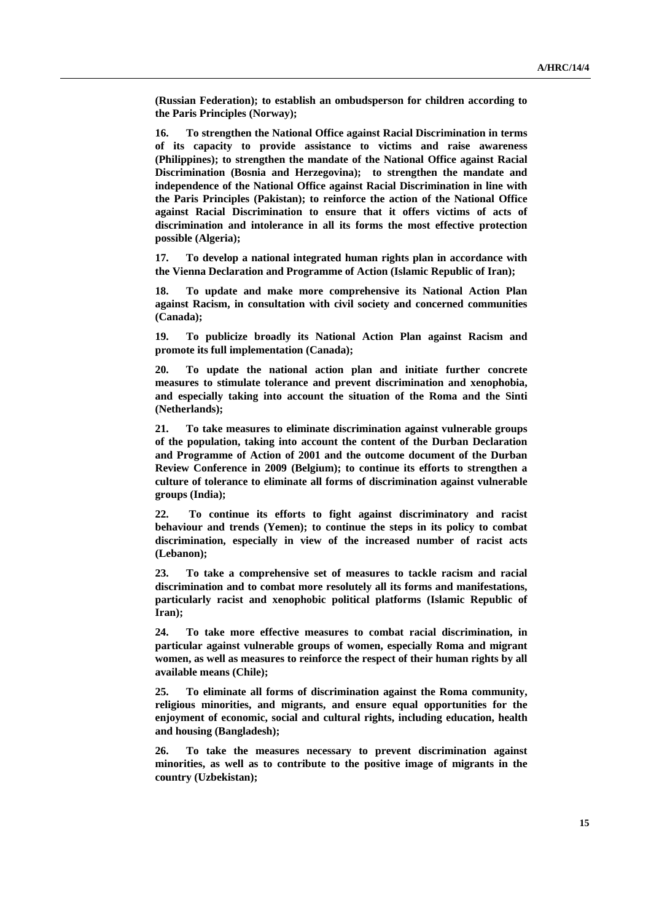**(Russian Federation); to establish an ombudsperson for children according to the Paris Principles (Norway);**

**16. To strengthen the National Office against Racial Discrimination in terms of its capacity to provide assistance to victims and raise awareness (Philippines); to strengthen the mandate of the National Office against Racial Discrimination (Bosnia and Herzegovina); to strengthen the mandate and independence of the National Office against Racial Discrimination in line with the Paris Principles (Pakistan); to reinforce the action of the National Office against Racial Discrimination to ensure that it offers victims of acts of discrimination and intolerance in all its forms the most effective protection possible (Algeria);**

**17. To develop a national integrated human rights plan in accordance with the Vienna Declaration and Programme of Action (Islamic Republic of Iran);**

**18. To update and make more comprehensive its National Action Plan against Racism, in consultation with civil society and concerned communities (Canada);**

**19. To publicize broadly its National Action Plan against Racism and promote its full implementation (Canada);**

**20. To update the national action plan and initiate further concrete measures to stimulate tolerance and prevent discrimination and xenophobia, and especially taking into account the situation of the Roma and the Sinti (Netherlands);**

**21. To take measures to eliminate discrimination against vulnerable groups of the population, taking into account the content of the Durban Declaration and Programme of Action of 2001 and the outcome document of the Durban Review Conference in 2009 (Belgium); to continue its efforts to strengthen a culture of tolerance to eliminate all forms of discrimination against vulnerable groups (India);**

**22. To continue its efforts to fight against discriminatory and racist behaviour and trends (Yemen); to continue the steps in its policy to combat discrimination, especially in view of the increased number of racist acts (Lebanon);**

**23. To take a comprehensive set of measures to tackle racism and racial discrimination and to combat more resolutely all its forms and manifestations, particularly racist and xenophobic political platforms (Islamic Republic of Iran);**

**24. To take more effective measures to combat racial discrimination, in particular against vulnerable groups of women, especially Roma and migrant women, as well as measures to reinforce the respect of their human rights by all available means (Chile);**

**25. To eliminate all forms of discrimination against the Roma community, religious minorities, and migrants, and ensure equal opportunities for the enjoyment of economic, social and cultural rights, including education, health and housing (Bangladesh);**

**26. To take the measures necessary to prevent discrimination against minorities, as well as to contribute to the positive image of migrants in the country (Uzbekistan);**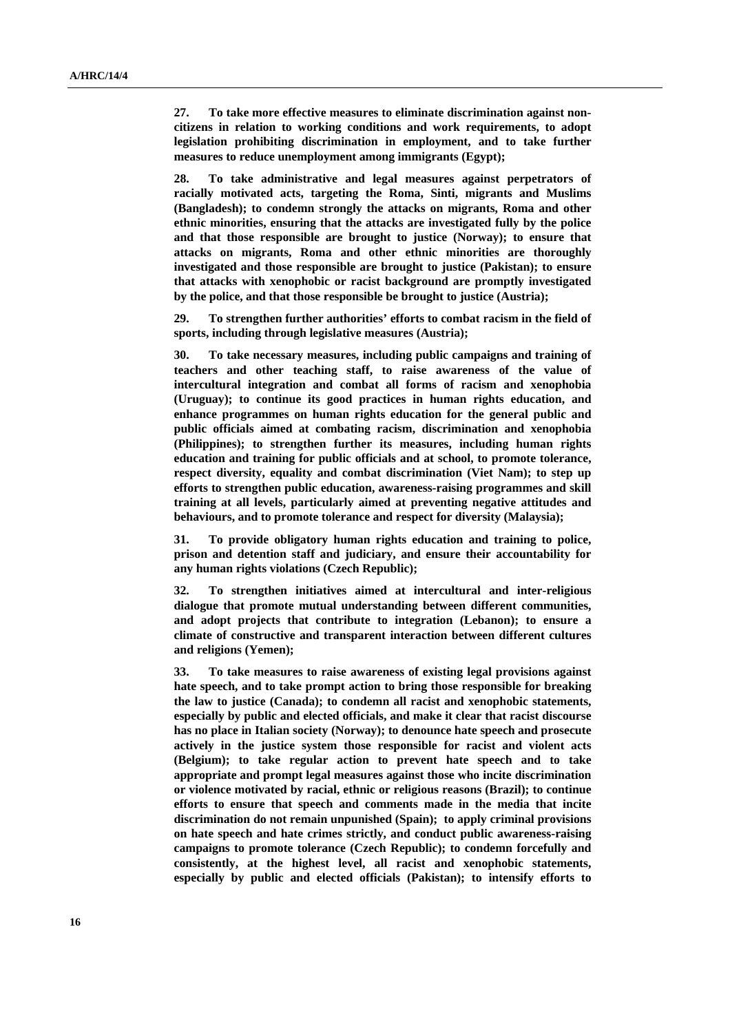**27. To take more effective measures to eliminate discrimination against non-citizens in relation to working conditions and work requirements, to adopt legislation prohibiting discrimination in employment, and to take further measures to reduce unemployment among immigrants (Egypt);**

**28. To take administrative and legal measures against perpetrators of racially motivated acts, targeting the Roma, Sinti, migrants and Muslims (Bangladesh); to condemn strongly the attacks on migrants, Roma and other ethnic minorities, ensuring that the attacks are investigated fully by the police and that those responsible are brought to justice (Norway); to ensure that attacks on migrants, Roma and other ethnic minorities are thoroughly investigated and those responsible are brought to justice (Pakistan); to ensure that attacks with xenophobic or racist background are promptly investigated by the police, and that those responsible be brought to justice (Austria);**

**29. To strengthen further authorities' efforts to combat racism in the field of sports, including through legislative measures (Austria);**

**30. To take necessary measures, including public campaigns and training of teachers and other teaching staff, to raise awareness of the value of intercultural integration and combat all forms of racism and xenophobia (Uruguay); to continue its good practices in human rights education, and enhance programmes on human rights education for the general public and public officials aimed at combating racism, discrimination and xenophobia (Philippines); to strengthen further its measures, including human rights education and training for public officials and at school, to promote tolerance, respect diversity, equality and combat discrimination (Viet Nam); to step up efforts to strengthen public education, awareness-raising programmes and skill training at all levels, particularly aimed at preventing negative attitudes and behaviours, and to promote tolerance and respect for diversity (Malaysia);**

**31. To provide obligatory human rights education and training to police, prison and detention staff and judiciary, and ensure their accountability for any human rights violations (Czech Republic);**

**32. To strengthen initiatives aimed at intercultural and inter-religious dialogue that promote mutual understanding between different communities, and adopt projects that contribute to integration (Lebanon); to ensure a climate of constructive and transparent interaction between different cultures and religions (Yemen);**

**33. To take measures to raise awareness of existing legal provisions against hate speech, and to take prompt action to bring those responsible for breaking the law to justice (Canada); to condemn all racist and xenophobic statements, especially by public and elected officials, and make it clear that racist discourse has no place in Italian society (Norway); to denounce hate speech and prosecute actively in the justice system those responsible for racist and violent acts (Belgium); to take regular action to prevent hate speech and to take appropriate and prompt legal measures against those who incite discrimination or violence motivated by racial, ethnic or religious reasons (Brazil); to continue efforts to ensure that speech and comments made in the media that incite discrimination do not remain unpunished (Spain); to apply criminal provisions on hate speech and hate crimes strictly, and conduct public awareness-raising campaigns to promote tolerance (Czech Republic); to condemn forcefully and consistently, at the highest level, all racist and xenophobic statements, especially by public and elected officials (Pakistan); to intensify efforts to**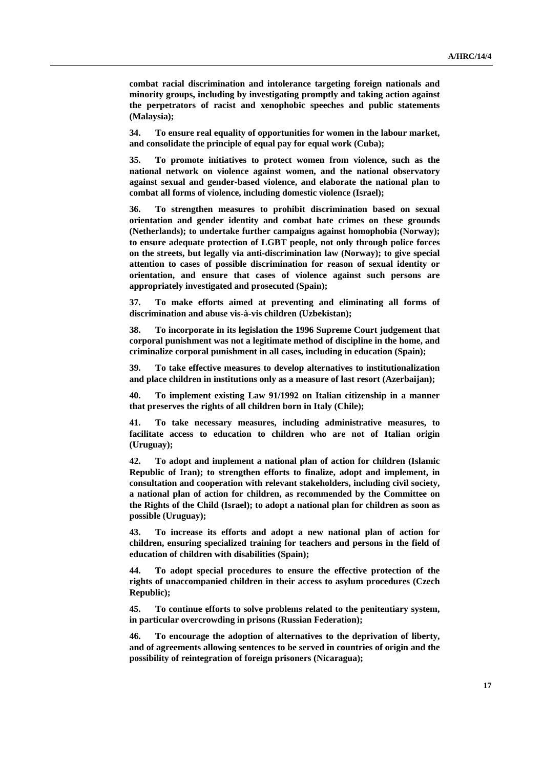**combat racial discrimination and intolerance targeting foreign nationals and minority groups, including by investigating promptly and taking action against the perpetrators of racist and xenophobic speeches and public statements (Malaysia);**

**34. To ensure real equality of opportunities for women in the labour market, and consolidate the principle of equal pay for equal work (Cuba);**

**35. To promote initiatives to protect women from violence, such as the national network on violence against women, and the national observatory against sexual and gender-based violence, and elaborate the national plan to combat all forms of violence, including domestic violence (Israel);**

**36. To strengthen measures to prohibit discrimination based on sexual orientation and gender identity and combat hate crimes on these grounds (Netherlands); to undertake further campaigns against homophobia (Norway); to ensure adequate protection of LGBT people, not only through police forces on the streets, but legally via anti-discrimination law (Norway); to give special attention to cases of possible discrimination for reason of sexual identity or orientation, and ensure that cases of violence against such persons are appropriately investigated and prosecuted (Spain);**

**37. To make efforts aimed at preventing and eliminating all forms of discrimination and abuse vis-à-vis children (Uzbekistan);**

**38. To incorporate in its legislation the 1996 Supreme Court judgement that corporal punishment was not a legitimate method of discipline in the home, and criminalize corporal punishment in all cases, including in education (Spain);**

**39. To take effective measures to develop alternatives to institutionalization and place children in institutions only as a measure of last resort (Azerbaijan);**

**40. To implement existing Law 91/1992 on Italian citizenship in a manner that preserves the rights of all children born in Italy (Chile);**

**41. To take necessary measures, including administrative measures, to facilitate access to education to children who are not of Italian origin (Uruguay);**

**42. To adopt and implement a national plan of action for children (Islamic Republic of Iran); to strengthen efforts to finalize, adopt and implement, in consultation and cooperation with relevant stakeholders, including civil society, a national plan of action for children, as recommended by the Committee on the Rights of the Child (Israel); to adopt a national plan for children as soon as possible (Uruguay);**

**43. To increase its efforts and adopt a new national plan of action for children, ensuring specialized training for teachers and persons in the field of education of children with disabilities (Spain);**

**44. To adopt special procedures to ensure the effective protection of the rights of unaccompanied children in their access to asylum procedures (Czech Republic);**

**45. To continue efforts to solve problems related to the penitentiary system, in particular overcrowding in prisons (Russian Federation);**

**46. To encourage the adoption of alternatives to the deprivation of liberty, and of agreements allowing sentences to be served in countries of origin and the possibility of reintegration of foreign prisoners (Nicaragua);**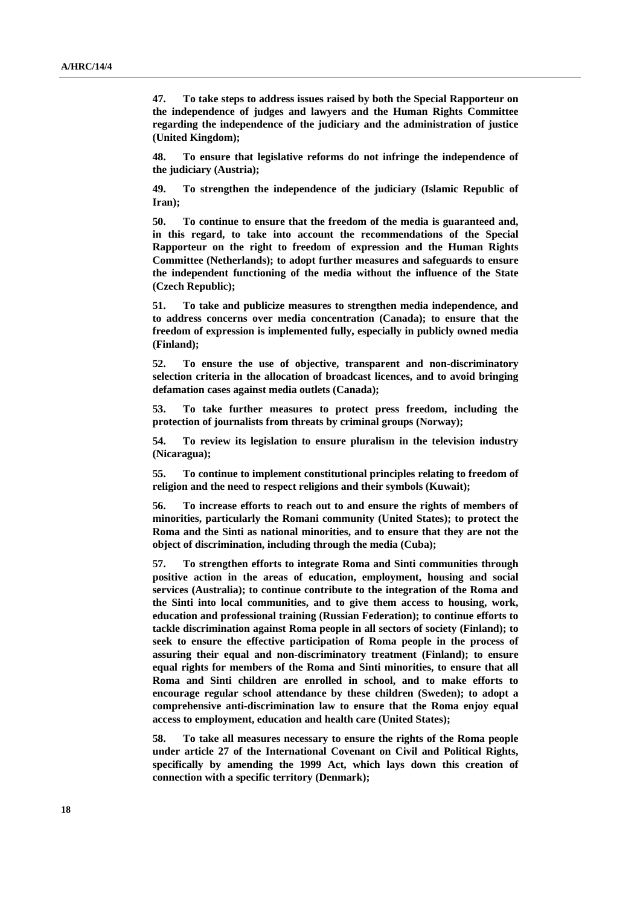**47. To take steps to address issues raised by both the Special Rapporteur on the independence of judges and lawyers and the Human Rights Committee regarding the independence of the judiciary and the administration of justice (United Kingdom);**

**48. To ensure that legislative reforms do not infringe the independence of the judiciary (Austria);**

**49. To strengthen the independence of the judiciary (Islamic Republic of Iran);**

**50. To continue to ensure that the freedom of the media is guaranteed and, in this regard, to take into account the recommendations of the Special Rapporteur on the right to freedom of expression and the Human Rights Committee (Netherlands); to adopt further measures and safeguards to ensure the independent functioning of the media without the influence of the State (Czech Republic);**

**51. To take and publicize measures to strengthen media independence, and to address concerns over media concentration (Canada); to ensure that the freedom of expression is implemented fully, especially in publicly owned media (Finland);**

**52. To ensure the use of objective, transparent and non-discriminatory selection criteria in the allocation of broadcast licences, and to avoid bringing defamation cases against media outlets (Canada);**

**53. To take further measures to protect press freedom, including the protection of journalists from threats by criminal groups (Norway);**

**54. To review its legislation to ensure pluralism in the television industry (Nicaragua);**

**55. To continue to implement constitutional principles relating to freedom of religion and the need to respect religions and their symbols (Kuwait);**

**56. To increase efforts to reach out to and ensure the rights of members of minorities, particularly the Romani community (United States); to protect the Roma and the Sinti as national minorities, and to ensure that they are not the object of discrimination, including through the media (Cuba);**

**57. To strengthen efforts to integrate Roma and Sinti communities through positive action in the areas of education, employment, housing and social services (Australia); to continue contribute to the integration of the Roma and the Sinti into local communities, and to give them access to housing, work, education and professional training (Russian Federation); to continue efforts to tackle discrimination against Roma people in all sectors of society (Finland); to seek to ensure the effective participation of Roma people in the process of assuring their equal and non-discriminatory treatment (Finland); to ensure equal rights for members of the Roma and Sinti minorities, to ensure that all Roma and Sinti children are enrolled in school, and to make efforts to encourage regular school attendance by these children (Sweden); to adopt a comprehensive anti-discrimination law to ensure that the Roma enjoy equal access to employment, education and health care (United States);**

**58. To take all measures necessary to ensure the rights of the Roma people under article 27 of the International Covenant on Civil and Political Rights, specifically by amending the 1999 Act, which lays down this creation of connection with a specific territory (Denmark);**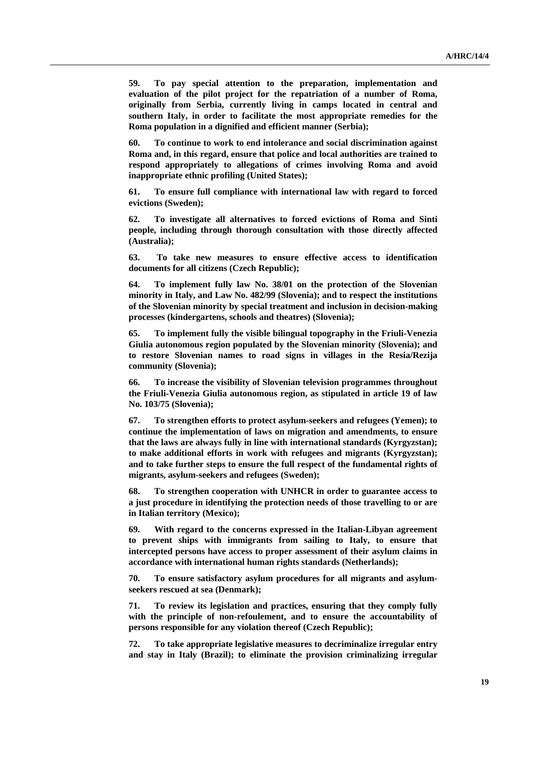**59. To pay special attention to the preparation, implementation and evaluation of the pilot project for the repatriation of a number of Roma, originally from Serbia, currently living in camps located in central and southern Italy, in order to facilitate the most appropriate remedies for the Roma population in a dignified and efficient manner (Serbia);**

**60. To continue to work to end intolerance and social discrimination against Roma and, in this regard, ensure that police and local authorities are trained to respond appropriately to allegations of crimes involving Roma and avoid inappropriate ethnic profiling (United States);**

**61. To ensure full compliance with international law with regard to forced evictions (Sweden);**

**62. To investigate all alternatives to forced evictions of Roma and Sinti people, including through thorough consultation with those directly affected (Australia);**

**63. To take new measures to ensure effective access to identification documents for all citizens (Czech Republic);**

**64. To implement fully law No. 38/01 on the protection of the Slovenian minority in Italy, and Law No. 482/99 (Slovenia); and to respect the institutions of the Slovenian minority by special treatment and inclusion in decision-making processes (kindergartens, schools and theatres) (Slovenia);**

**65. To implement fully the visible bilingual topography in the Friuli-Venezia Giulia autonomous region populated by the Slovenian minority (Slovenia); and to restore Slovenian names to road signs in villages in the Resia/Rezija community (Slovenia);**

**66. To increase the visibility of Slovenian television programmes throughout the Friuli-Venezia Giulia autonomous region, as stipulated in article 19 of law No. 103/75 (Slovenia);**

**67. To strengthen efforts to protect asylum-seekers and refugees (Yemen); to continue the implementation of laws on migration and amendments, to ensure that the laws are always fully in line with international standards (Kyrgyzstan); to make additional efforts in work with refugees and migrants (Kyrgyzstan); and to take further steps to ensure the full respect of the fundamental rights of migrants, asylum-seekers and refugees (Sweden);**

**68. To strengthen cooperation with UNHCR in order to guarantee access to a just procedure in identifying the protection needs of those travelling to or are in Italian territory (Mexico);**

**69. With regard to the concerns expressed in the Italian-Libyan agreement to prevent ships with immigrants from sailing to Italy, to ensure that intercepted persons have access to proper assessment of their asylum claims in accordance with international human rights standards (Netherlands);**

**70. To ensure satisfactory asylum procedures for all migrants and asylum-seekers rescued at sea (Denmark);**

**71. To review its legislation and practices, ensuring that they comply fully with the principle of non-refoulement, and to ensure the accountability of persons responsible for any violation thereof (Czech Republic);**

**72. To take appropriate legislative measures to decriminalize irregular entry and stay in Italy (Brazil); to eliminate the provision criminalizing irregular**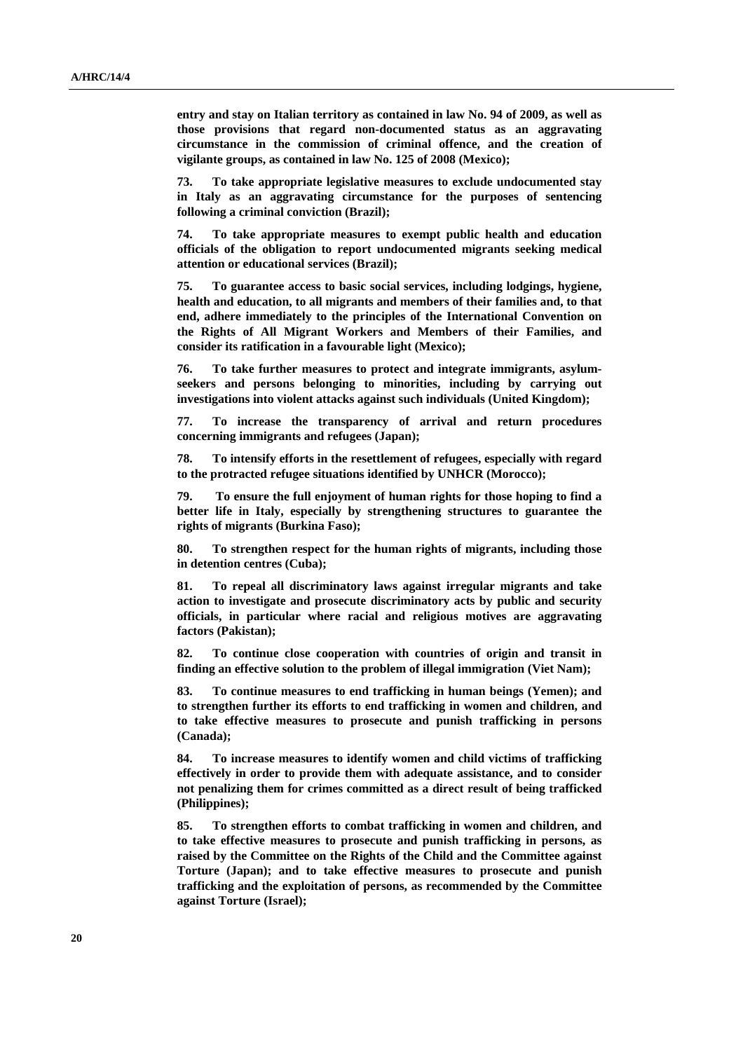**entry and stay on Italian territory as contained in law No. 94 of 2009, as well as those provisions that regard non-documented status as an aggravating circumstance in the commission of criminal offence, and the creation of vigilante groups, as contained in law No. 125 of 2008 (Mexico);**

**73. To take appropriate legislative measures to exclude undocumented stay in Italy as an aggravating circumstance for the purposes of sentencing following a criminal conviction (Brazil);**

**74. To take appropriate measures to exempt public health and education officials of the obligation to report undocumented migrants seeking medical attention or educational services (Brazil);**

**75. To guarantee access to basic social services, including lodgings, hygiene, health and education, to all migrants and members of their families and, to that end, adhere immediately to the principles of the International Convention on the Rights of All Migrant Workers and Members of their Families, and consider its ratification in a favourable light (Mexico);**

**76. To take further measures to protect and integrate immigrants, asylum-seekers and persons belonging to minorities, including by carrying out investigations into violent attacks against such individuals (United Kingdom);**

**77. To increase the transparency of arrival and return procedures concerning immigrants and refugees (Japan);**

**78. To intensify efforts in the resettlement of refugees, especially with regard to the protracted refugee situations identified by UNHCR (Morocco);**

**79. To ensure the full enjoyment of human rights for those hoping to find a better life in Italy, especially by strengthening structures to guarantee the rights of migrants (Burkina Faso);**

**80. To strengthen respect for the human rights of migrants, including those in detention centres (Cuba);**

**81. To repeal all discriminatory laws against irregular migrants and take action to investigate and prosecute discriminatory acts by public and security officials, in particular where racial and religious motives are aggravating factors (Pakistan);**

**82. To continue close cooperation with countries of origin and transit in finding an effective solution to the problem of illegal immigration (Viet Nam);**

**83. To continue measures to end trafficking in human beings (Yemen); and to strengthen further its efforts to end trafficking in women and children, and to take effective measures to prosecute and punish trafficking in persons (Canada);**

**84. To increase measures to identify women and child victims of trafficking effectively in order to provide them with adequate assistance, and to consider not penalizing them for crimes committed as a direct result of being trafficked (Philippines);**

**85. To strengthen efforts to combat trafficking in women and children, and to take effective measures to prosecute and punish trafficking in persons, as raised by the Committee on the Rights of the Child and the Committee against Torture (Japan); and to take effective measures to prosecute and punish trafficking and the exploitation of persons, as recommended by the Committee against Torture (Israel);**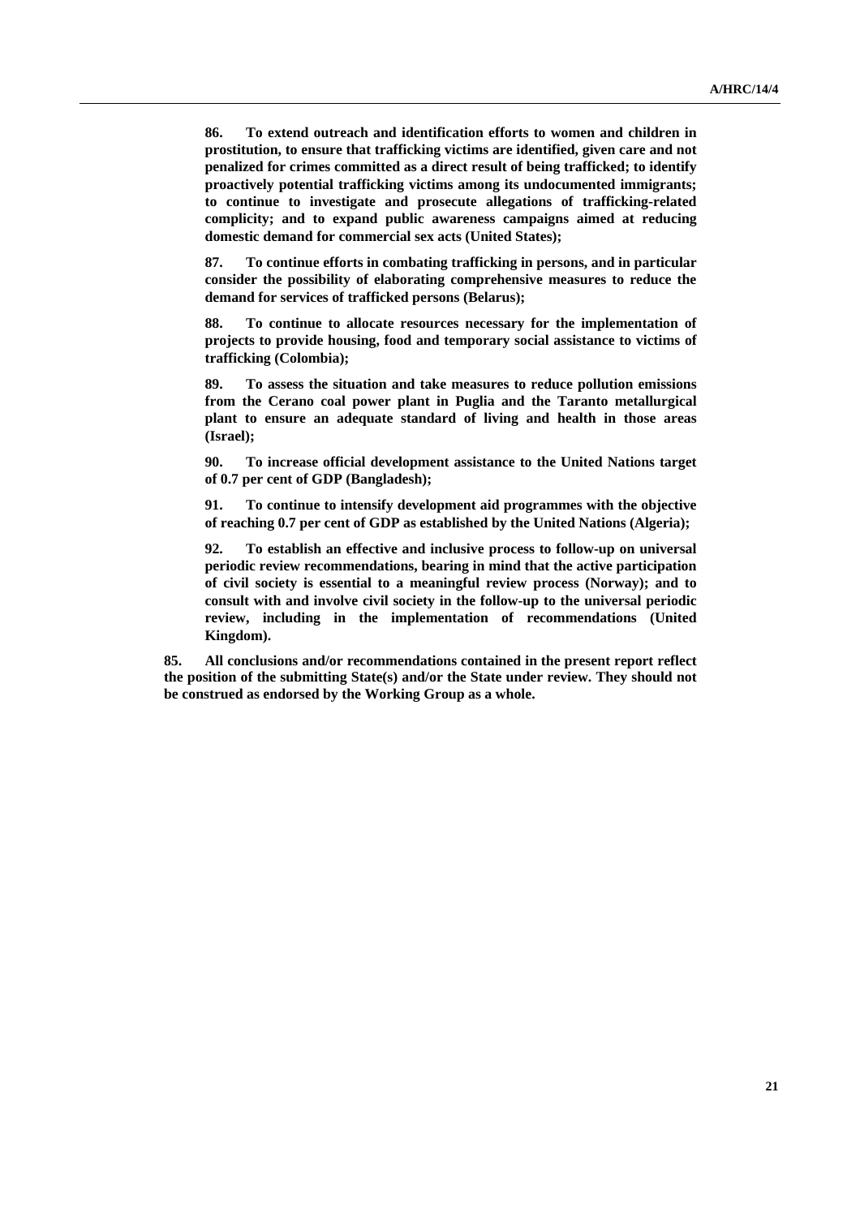**86. To extend outreach and identification efforts to women and children in prostitution, to ensure that trafficking victims are identified, given care and not penalized for crimes committed as a direct result of being trafficked; to identify proactively potential trafficking victims among its undocumented immigrants; to continue to investigate and prosecute allegations of trafficking-related complicity; and to expand public awareness campaigns aimed at reducing domestic demand for commercial sex acts (United States);**

**87. To continue efforts in combating trafficking in persons, and in particular consider the possibility of elaborating comprehensive measures to reduce the demand for services of trafficked persons (Belarus);**

**88. To continue to allocate resources necessary for the implementation of projects to provide housing, food and temporary social assistance to victims of trafficking (Colombia);**

**89. To assess the situation and take measures to reduce pollution emissions from the Cerano coal power plant in Puglia and the Taranto metallurgical plant to ensure an adequate standard of living and health in those areas (Israel);**

**90. To increase official development assistance to the United Nations target of 0.7 per cent of GDP (Bangladesh);**

**91. To continue to intensify development aid programmes with the objective of reaching 0.7 per cent of GDP as established by the United Nations (Algeria);**

**92. To establish an effective and inclusive process to follow-up on universal periodic review recommendations, bearing in mind that the active participation of civil society is essential to a meaningful review process (Norway); and to consult with and involve civil society in the follow-up to the universal periodic review, including in the implementation of recommendations (United Kingdom).**

**85. All conclusions and/or recommendations contained in the present report reflect the position of the submitting State(s) and/or the State under review. They should not be construed as endorsed by the Working Group as a whole.**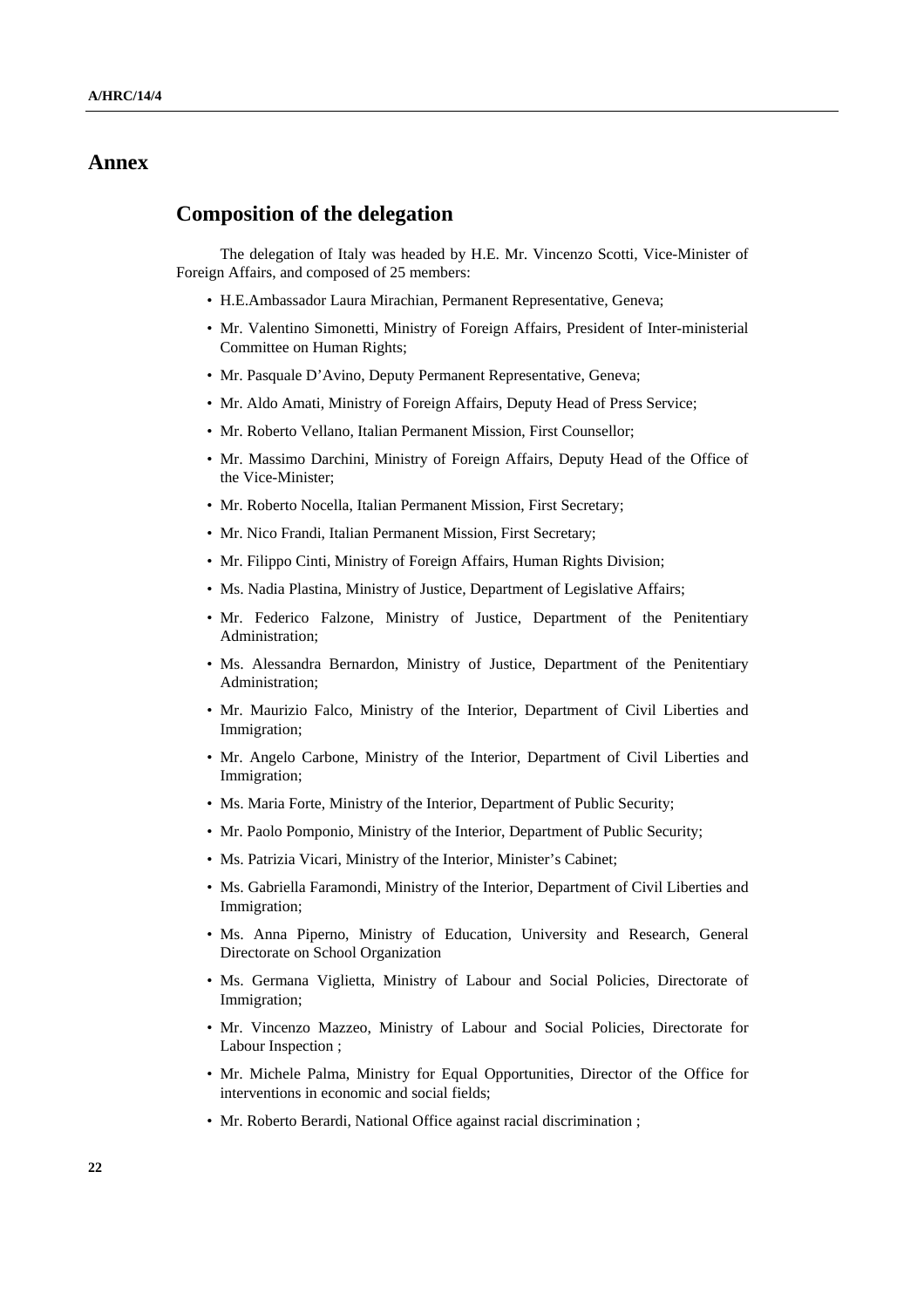# Annex

## Composition of the delegation

The delegation of Italy was headed by H.E. Mr. Vincenzo Scotti, Vice-Minister of Foreign Affairs, and composed of 25 members:

- H.E.Ambassador Laura Mirachian, Permanent Representative, Geneva;
- Mr. Valentino Simonetti, Ministry of Foreign Affairs, President of Inter-ministerial Committee on Human Rights;
- Mr. Pasquale D'Avino, Deputy Permanent Representative, Geneva;
- Mr. Aldo Amati, Ministry of Foreign Affairs, Deputy Head of Press Service;
- Mr. Roberto Vellano, Italian Permanent Mission, First Counsellor;
- Mr. Massimo Darchini, Ministry of Foreign Affairs, Deputy Head of the Office of the Vice-Minister;
- Mr. Roberto Nocella, Italian Permanent Mission, First Secretary;
- Mr. Nico Frandi, Italian Permanent Mission, First Secretary;
- Mr. Filippo Cinti, Ministry of Foreign Affairs, Human Rights Division;
- Ms. Nadia Plastina, Ministry of Justice, Department of Legislative Affairs;
- Mr. Federico Falzone, Ministry of Justice, Department of the Penitentiary Administration;
- Ms. Alessandra Bernardon, Ministry of Justice, Department of the Penitentiary Administration;
- Mr. Maurizio Falco, Ministry of the Interior, Department of Civil Liberties and Immigration;
- Mr. Angelo Carbone, Ministry of the Interior, Department of Civil Liberties and Immigration;
- Ms. Maria Forte, Ministry of the Interior, Department of Public Security;
- Mr. Paolo Pomponio, Ministry of the Interior, Department of Public Security;
- Ms. Patrizia Vicari, Ministry of the Interior, Minister's Cabinet;
- Ms. Gabriella Faramondi, Ministry of the Interior, Department of Civil Liberties and Immigration;
- Ms. Anna Piperno, Ministry of Education, University and Research, General Directorate on School Organization
- Ms. Germana Viglietta, Ministry of Labour and Social Policies, Directorate of Immigration;
- Mr. Vincenzo Mazzeo, Ministry of Labour and Social Policies, Directorate for Labour Inspection ;
- Mr. Michele Palma, Ministry for Equal Opportunities, Director of the Office for interventions in economic and social fields;
- Mr. Roberto Berardi, National Office against racial discrimination ;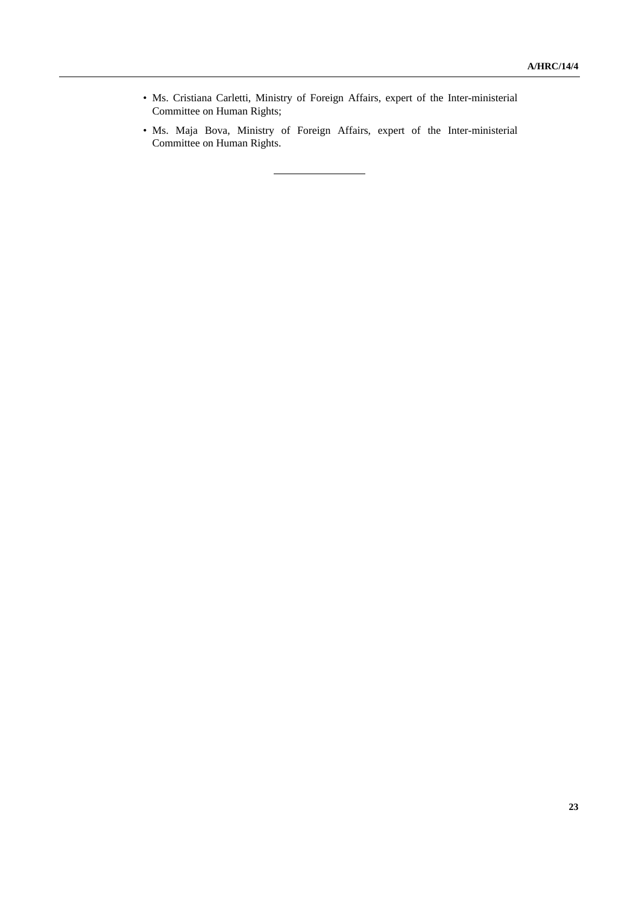- Ms. Cristiana Carletti, Ministry of Foreign Affairs, expert of the Inter-ministerial Committee on Human Rights;
- Ms. Maja Bova, Ministry of Foreign Affairs, expert of the Inter-ministerial Committee on Human Rights.